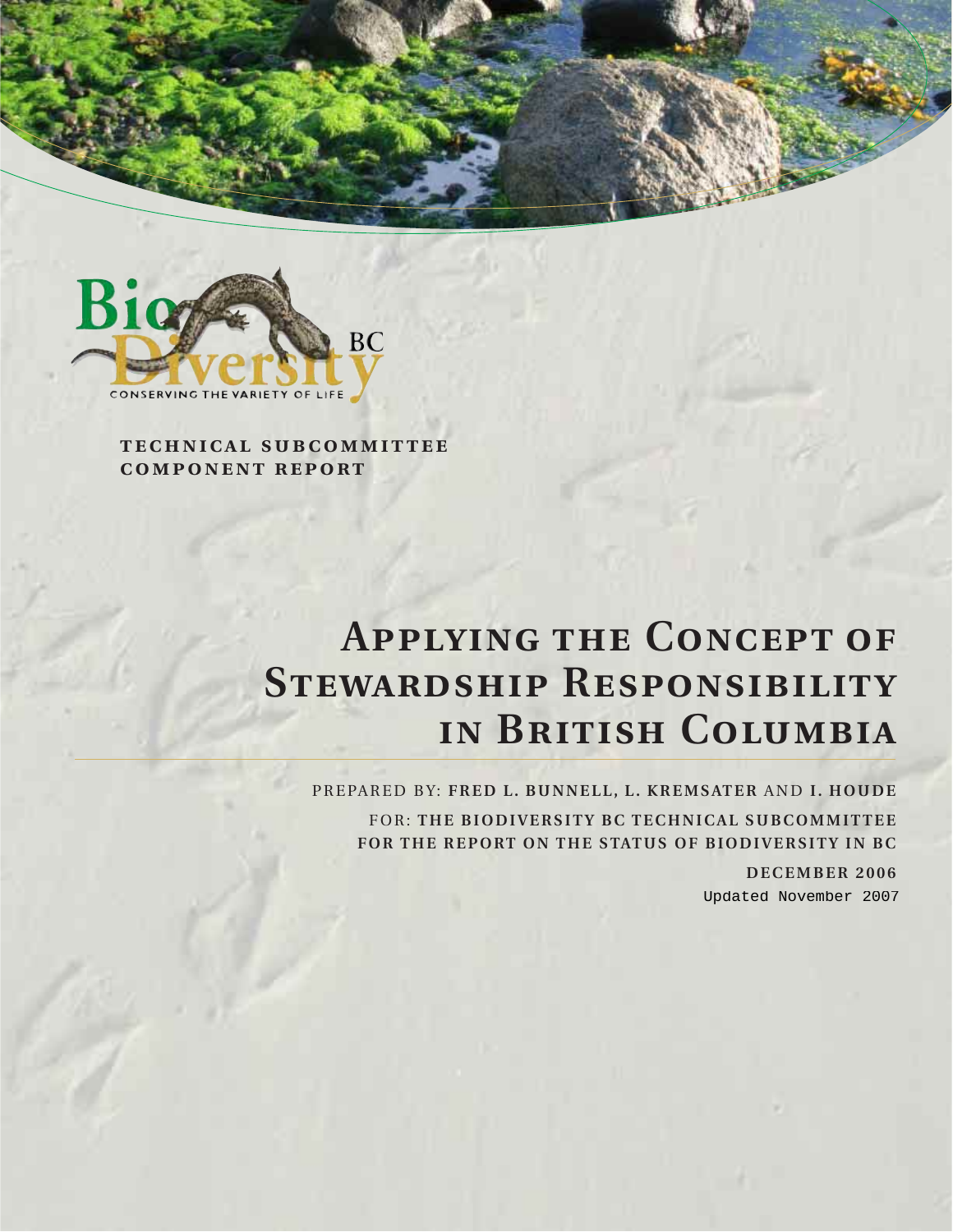Biodiversity BC

CONSERVING THE VARIETY OF LIFE

**TECHNICAL SUBCOMMITTEE COMPONENT REPORT**

# Applying the Concept of Stewardship Responsibility in British Columbia

PREPARED BY: **FRED L. BUNNELL, L. KREMSATER** AND **I. HOUDE**

FOR: **THE BIODIVERSITY BC TECHNICAL SUBCOMMITTEE FOR THE REPORT ON THE STATUS OF BIODIVERSITY IN BC**

**DECEMBER 2006**

Updated November 2007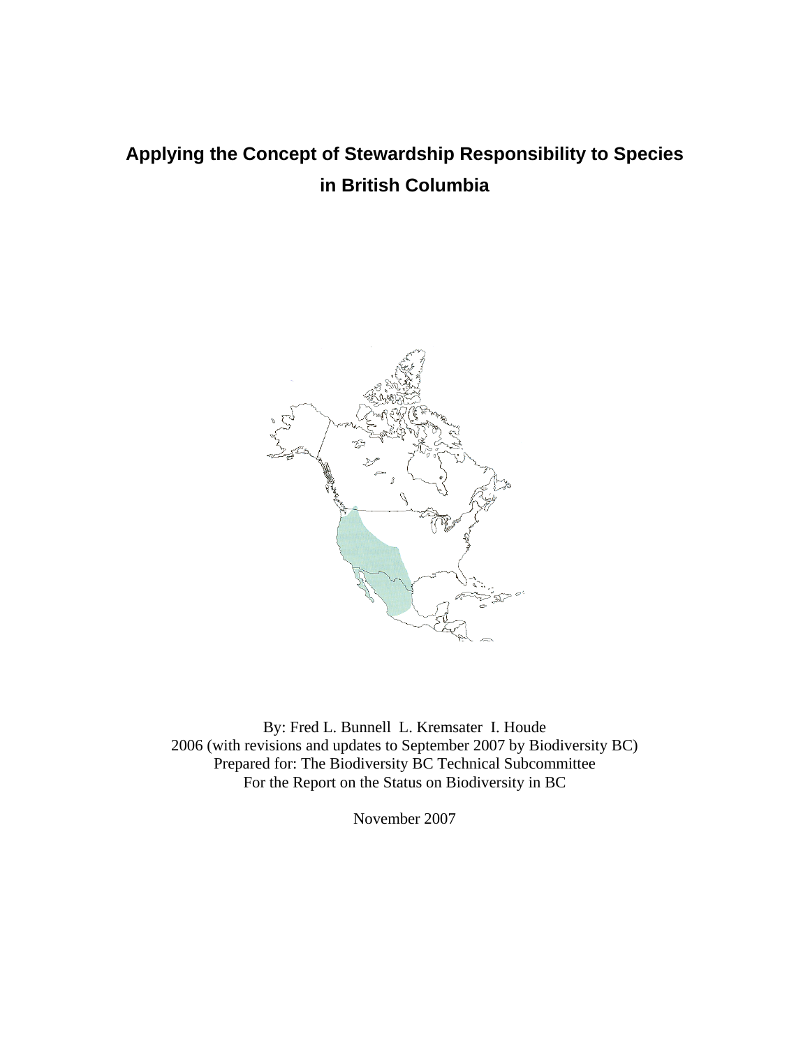# Applying the Concept of Stewardship Responsibility to Species in British Columbia

By: Fred L. Bunnell L. Kremsater I. Houde
2006 (with revisions and updates to September 2007 by Biodiversity BC)
Prepared for: The Biodiversity BC Technical Subcommittee
For the Report on the Status on Biodiversity in BC

November 2007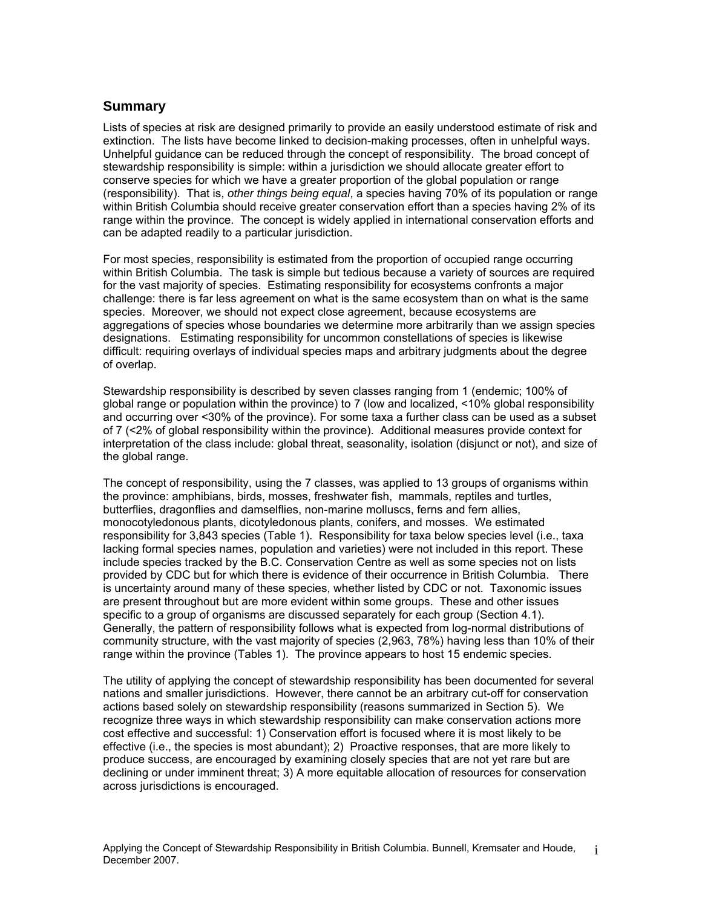## Summary

Lists of species at risk are designed primarily to provide an easily understood estimate of risk and extinction. The lists have become linked to decision-making processes, often in unhelpful ways. Unhelpful guidance can be reduced through the concept of responsibility. The broad concept of stewardship responsibility is simple: within a jurisdiction we should allocate greater effort to conserve species for which we have a greater proportion of the global population or range (responsibility). That is, *other things being equal*, a species having 70% of its population or range within British Columbia should receive greater conservation effort than a species having 2% of its range within the province. The concept is widely applied in international conservation efforts and can be adapted readily to a particular jurisdiction.

For most species, responsibility is estimated from the proportion of occupied range occurring within British Columbia. The task is simple but tedious because a variety of sources are required for the vast majority of species. Estimating responsibility for ecosystems confronts a major challenge: there is far less agreement on what is the same ecosystem than on what is the same species. Moreover, we should not expect close agreement, because ecosystems are aggregations of species whose boundaries we determine more arbitrarily than we assign species designations. Estimating responsibility for uncommon constellations of species is likewise difficult: requiring overlays of individual species maps and arbitrary judgments about the degree of overlap.

Stewardship responsibility is described by seven classes ranging from 1 (endemic; 100% of global range or population within the province) to 7 (low and localized, <10% global responsibility and occurring over <30% of the province). For some taxa a further class can be used as a subset of 7 (<2% of global responsibility within the province). Additional measures provide context for interpretation of the class include: global threat, seasonality, isolation (disjunct or not), and size of the global range.

The concept of responsibility, using the 7 classes, was applied to 13 groups of organisms within the province: amphibians, birds, mosses, freshwater fish, mammals, reptiles and turtles, butterflies, dragonflies and damselflies, non-marine molluscs, ferns and fern allies, monocotyledonous plants, dicotyledonous plants, conifers, and mosses. We estimated responsibility for 3,843 species (Table 1). Responsibility for taxa below species level (i.e., taxa lacking formal species names, population and varieties) were not included in this report. These include species tracked by the B.C. Conservation Centre as well as some species not on lists provided by CDC but for which there is evidence of their occurrence in British Columbia. There is uncertainty around many of these species, whether listed by CDC or not. Taxonomic issues are present throughout but are more evident within some groups. These and other issues specific to a group of organisms are discussed separately for each group (Section 4.1). Generally, the pattern of responsibility follows what is expected from log-normal distributions of community structure, with the vast majority of species (2,963, 78%) having less than 10% of their range within the province (Tables 1). The province appears to host 15 endemic species.

The utility of applying the concept of stewardship responsibility has been documented for several nations and smaller jurisdictions. However, there cannot be an arbitrary cut-off for conservation actions based solely on stewardship responsibility (reasons summarized in Section 5). We recognize three ways in which stewardship responsibility can make conservation actions more cost effective and successful: 1) Conservation effort is focused where it is most likely to be effective (i.e., the species is most abundant); 2) Proactive responses, that are more likely to produce success, are encouraged by examining closely species that are not yet rare but are declining or under imminent threat; 3) A more equitable allocation of resources for conservation across jurisdictions is encouraged.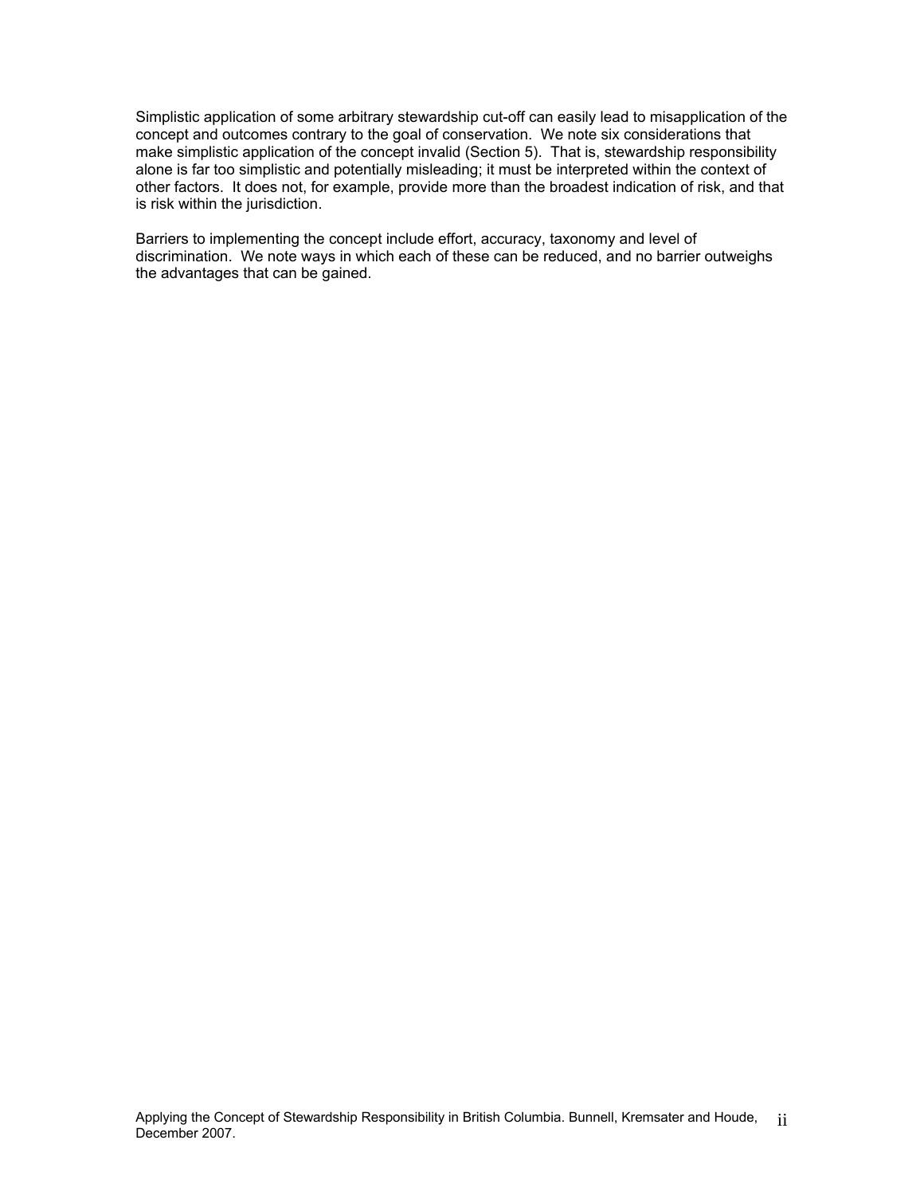Simplistic application of some arbitrary stewardship cut-off can easily lead to misapplication of the concept and outcomes contrary to the goal of conservation. We note six considerations that make simplistic application of the concept invalid (Section 5). That is, stewardship responsibility alone is far too simplistic and potentially misleading; it must be interpreted within the context of other factors. It does not, for example, provide more than the broadest indication of risk, and that is risk within the jurisdiction.

Barriers to implementing the concept include effort, accuracy, taxonomy and level of discrimination. We note ways in which each of these can be reduced, and no barrier outweighs the advantages that can be gained.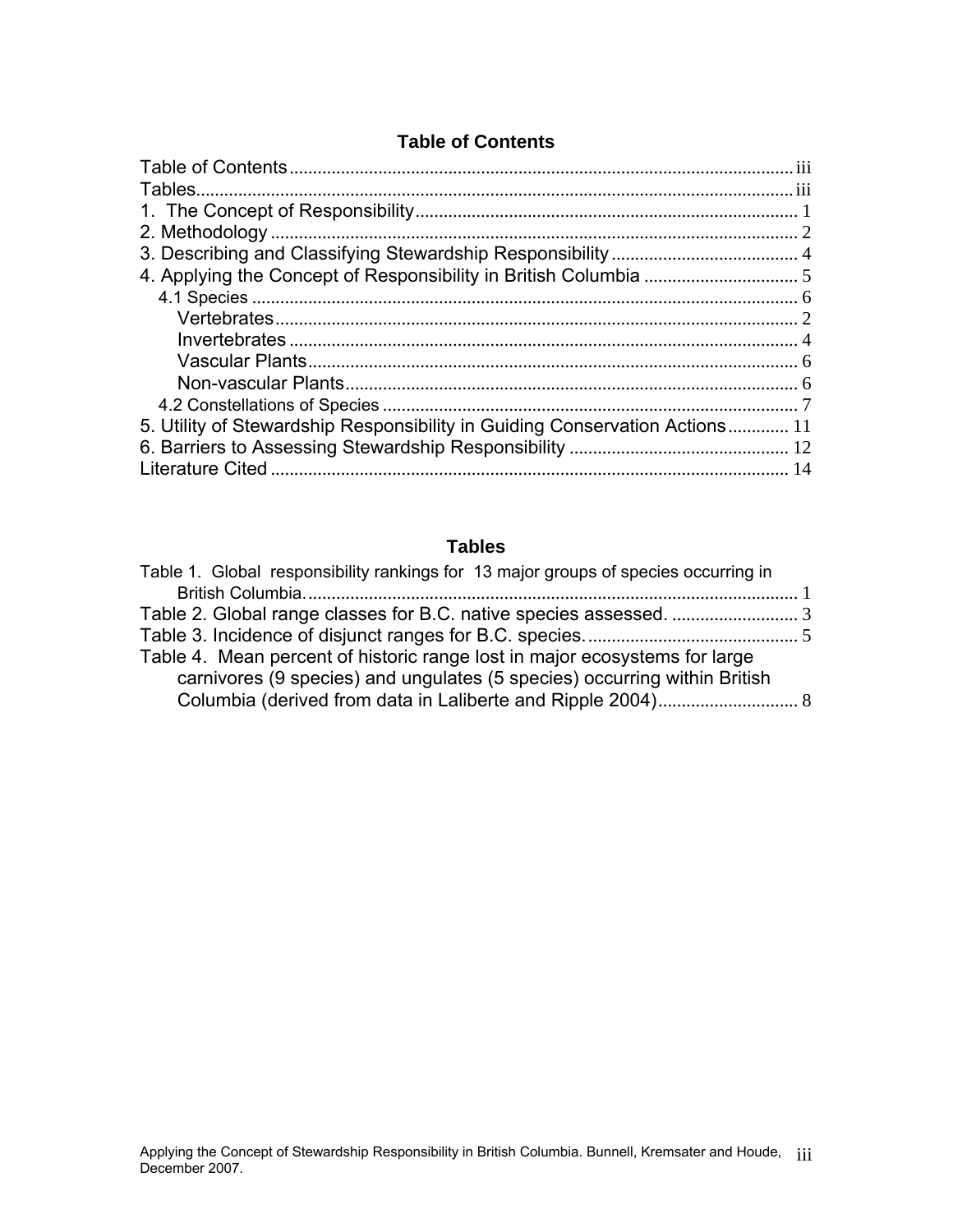## Table of Contents

Table of Contents ........................................................................................................ iii
Tables........................................................................................................................ iii
1. The Concept of Responsibility ................................................................................ 1
2. Methodology ............................................................................................................ 2
3. Describing and Classifying Stewardship Responsibility ........................................ 4
4. Applying the Concept of Responsibility in British Columbia ................................. 5
   4.1 Species .................................................................................................................. 6
      Vertebrates ............................................................................................................. 2
      Invertebrates ........................................................................................................... 4
      Vascular Plants ....................................................................................................... 6
      Non-vascular Plants ................................................................................................ 6
   4.2 Constellations of Species ....................................................................................... 7
5. Utility of Stewardship Responsibility in Guiding Conservation Actions ............. 11
6. Barriers to Assessing Stewardship Responsibility ............................................... 12
Literature Cited .......................................................................................................... 14

## Tables

Table 1. Global responsibility rankings for 13 major groups of species occurring in British Columbia. ........................................................................................................ 1
Table 2. Global range classes for B.C. native species assessed. ........................... 3
Table 3. Incidence of disjunct ranges for B.C. species. ............................................ 5
Table 4. Mean percent of historic range lost in major ecosystems for large carnivores (9 species) and ungulates (5 species) occurring within British Columbia (derived from data in Laliberte and Ripple 2004) ............................. 8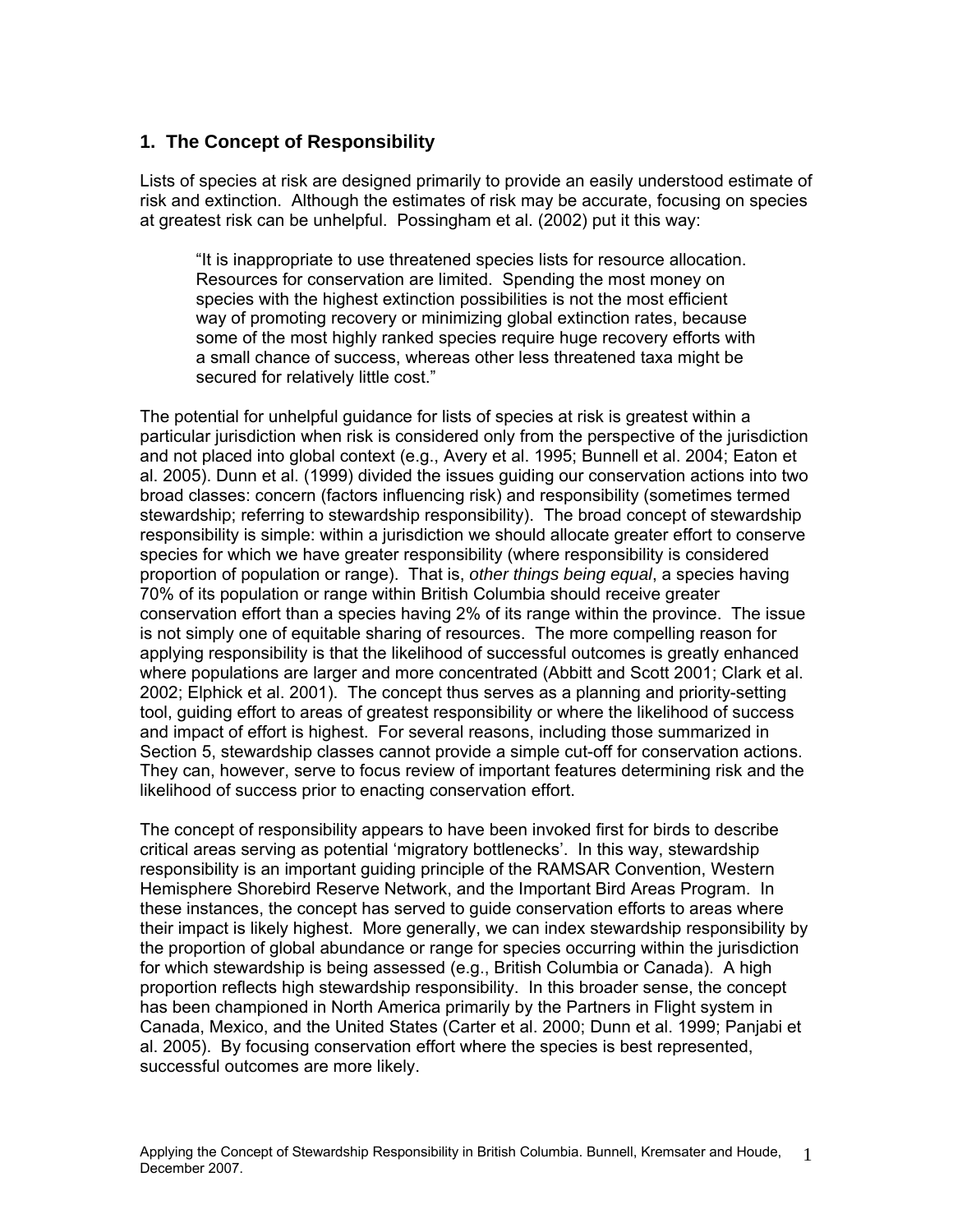## 1. The Concept of Responsibility

Lists of species at risk are designed primarily to provide an easily understood estimate of risk and extinction. Although the estimates of risk may be accurate, focusing on species at greatest risk can be unhelpful. Possingham et al. (2002) put it this way:

> "It is inappropriate to use threatened species lists for resource allocation. Resources for conservation are limited. Spending the most money on species with the highest extinction possibilities is not the most efficient way of promoting recovery or minimizing global extinction rates, because some of the most highly ranked species require huge recovery efforts with a small chance of success, whereas other less threatened taxa might be secured for relatively little cost."

The potential for unhelpful guidance for lists of species at risk is greatest within a particular jurisdiction when risk is considered only from the perspective of the jurisdiction and not placed into global context (e.g., Avery et al. 1995; Bunnell et al. 2004; Eaton et al. 2005). Dunn et al. (1999) divided the issues guiding our conservation actions into two broad classes: concern (factors influencing risk) and responsibility (sometimes termed stewardship; referring to stewardship responsibility). The broad concept of stewardship responsibility is simple: within a jurisdiction we should allocate greater effort to conserve species for which we have greater responsibility (where responsibility is considered proportion of population or range). That is, *other things being equal*, a species having 70% of its population or range within British Columbia should receive greater conservation effort than a species having 2% of its range within the province. The issue is not simply one of equitable sharing of resources. The more compelling reason for applying responsibility is that the likelihood of successful outcomes is greatly enhanced where populations are larger and more concentrated (Abbitt and Scott 2001; Clark et al. 2002; Elphick et al. 2001). The concept thus serves as a planning and priority-setting tool, guiding effort to areas of greatest responsibility or where the likelihood of success and impact of effort is highest. For several reasons, including those summarized in Section 5, stewardship classes cannot provide a simple cut-off for conservation actions. They can, however, serve to focus review of important features determining risk and the likelihood of success prior to enacting conservation effort.

The concept of responsibility appears to have been invoked first for birds to describe critical areas serving as potential 'migratory bottlenecks'. In this way, stewardship responsibility is an important guiding principle of the RAMSAR Convention, Western Hemisphere Shorebird Reserve Network, and the Important Bird Areas Program. In these instances, the concept has served to guide conservation efforts to areas where their impact is likely highest. More generally, we can index stewardship responsibility by the proportion of global abundance or range for species occurring within the jurisdiction for which stewardship is being assessed (e.g., British Columbia or Canada). A high proportion reflects high stewardship responsibility. In this broader sense, the concept has been championed in North America primarily by the Partners in Flight system in Canada, Mexico, and the United States (Carter et al. 2000; Dunn et al. 1999; Panjabi et al. 2005). By focusing conservation effort where the species is best represented, successful outcomes are more likely.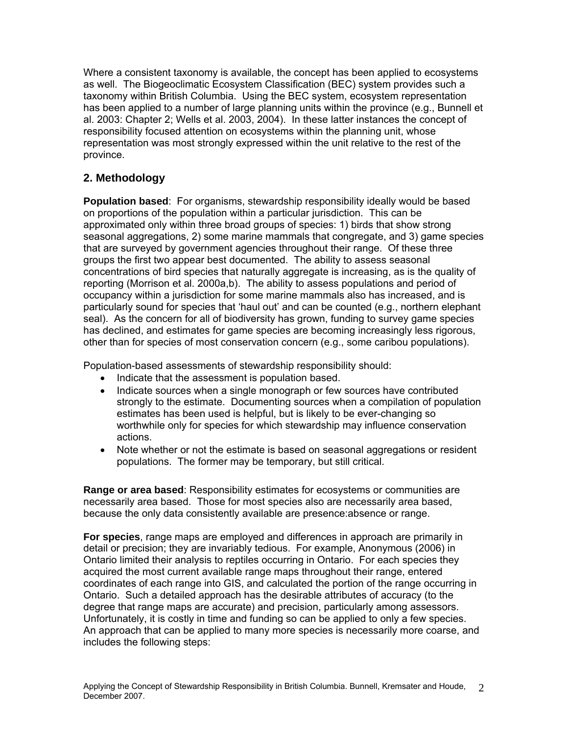Where a consistent taxonomy is available, the concept has been applied to ecosystems as well. The Biogeoclimatic Ecosystem Classification (BEC) system provides such a taxonomy within British Columbia. Using the BEC system, ecosystem representation has been applied to a number of large planning units within the province (e.g., Bunnell et al. 2003: Chapter 2; Wells et al. 2003, 2004). In these latter instances the concept of responsibility focused attention on ecosystems within the planning unit, whose representation was most strongly expressed within the unit relative to the rest of the province.

## 2. Methodology

**Population based**: For organisms, stewardship responsibility ideally would be based on proportions of the population within a particular jurisdiction. This can be approximated only within three broad groups of species: 1) birds that show strong seasonal aggregations, 2) some marine mammals that congregate, and 3) game species that are surveyed by government agencies throughout their range. Of these three groups the first two appear best documented. The ability to assess seasonal concentrations of bird species that naturally aggregate is increasing, as is the quality of reporting (Morrison et al. 2000a,b). The ability to assess populations and period of occupancy within a jurisdiction for some marine mammals also has increased, and is particularly sound for species that 'haul out' and can be counted (e.g., northern elephant seal). As the concern for all of biodiversity has grown, funding to survey game species has declined, and estimates for game species are becoming increasingly less rigorous, other than for species of most conservation concern (e.g., some caribou populations).

Population-based assessments of stewardship responsibility should:

- Indicate that the assessment is population based.
- Indicate sources when a single monograph or few sources have contributed strongly to the estimate. Documenting sources when a compilation of population estimates has been used is helpful, but is likely to be ever-changing so worthwhile only for species for which stewardship may influence conservation actions.
- Note whether or not the estimate is based on seasonal aggregations or resident populations. The former may be temporary, but still critical.

**Range or area based**: Responsibility estimates for ecosystems or communities are necessarily area based. Those for most species also are necessarily area based, because the only data consistently available are presence:absence or range.

**For species**, range maps are employed and differences in approach are primarily in detail or precision; they are invariably tedious. For example, Anonymous (2006) in Ontario limited their analysis to reptiles occurring in Ontario. For each species they acquired the most current available range maps throughout their range, entered coordinates of each range into GIS, and calculated the portion of the range occurring in Ontario. Such a detailed approach has the desirable attributes of accuracy (to the degree that range maps are accurate) and precision, particularly among assessors. Unfortunately, it is costly in time and funding so can be applied to only a few species. An approach that can be applied to many more species is necessarily more coarse, and includes the following steps: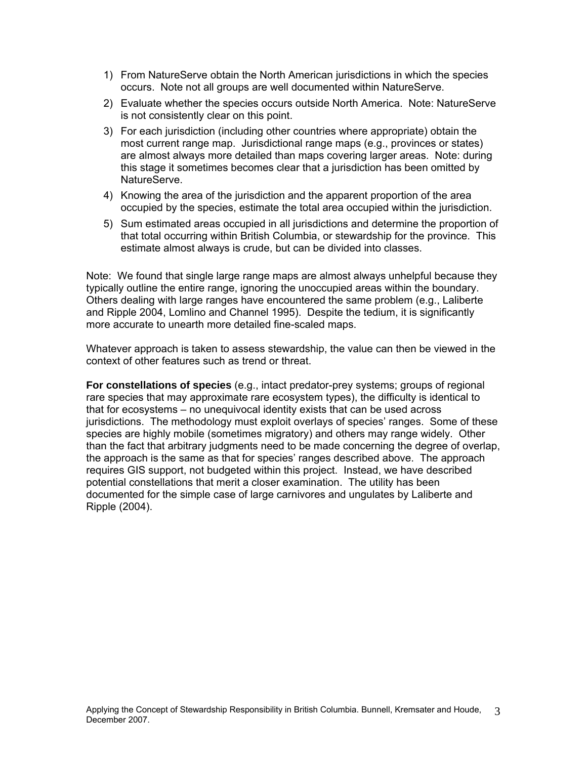1) From NatureServe obtain the North American jurisdictions in which the species occurs. Note not all groups are well documented within NatureServe.
2) Evaluate whether the species occurs outside North America. Note: NatureServe is not consistently clear on this point.
3) For each jurisdiction (including other countries where appropriate) obtain the most current range map. Jurisdictional range maps (e.g., provinces or states) are almost always more detailed than maps covering larger areas. Note: during this stage it sometimes becomes clear that a jurisdiction has been omitted by NatureServe.
4) Knowing the area of the jurisdiction and the apparent proportion of the area occupied by the species, estimate the total area occupied within the jurisdiction.
5) Sum estimated areas occupied in all jurisdictions and determine the proportion of that total occurring within British Columbia, or stewardship for the province. This estimate almost always is crude, but can be divided into classes.

Note: We found that single large range maps are almost always unhelpful because they typically outline the entire range, ignoring the unoccupied areas within the boundary. Others dealing with large ranges have encountered the same problem (e.g., Laliberte and Ripple 2004, Lomlino and Channel 1995). Despite the tedium, it is significantly more accurate to unearth more detailed fine-scaled maps.

Whatever approach is taken to assess stewardship, the value can then be viewed in the context of other features such as trend or threat.

**For constellations of species** (e.g., intact predator-prey systems; groups of regional rare species that may approximate rare ecosystem types), the difficulty is identical to that for ecosystems – no unequivocal identity exists that can be used across jurisdictions. The methodology must exploit overlays of species' ranges. Some of these species are highly mobile (sometimes migratory) and others may range widely. Other than the fact that arbitrary judgments need to be made concerning the degree of overlap, the approach is the same as that for species' ranges described above. The approach requires GIS support, not budgeted within this project. Instead, we have described potential constellations that merit a closer examination. The utility has been documented for the simple case of large carnivores and ungulates by Laliberte and Ripple (2004).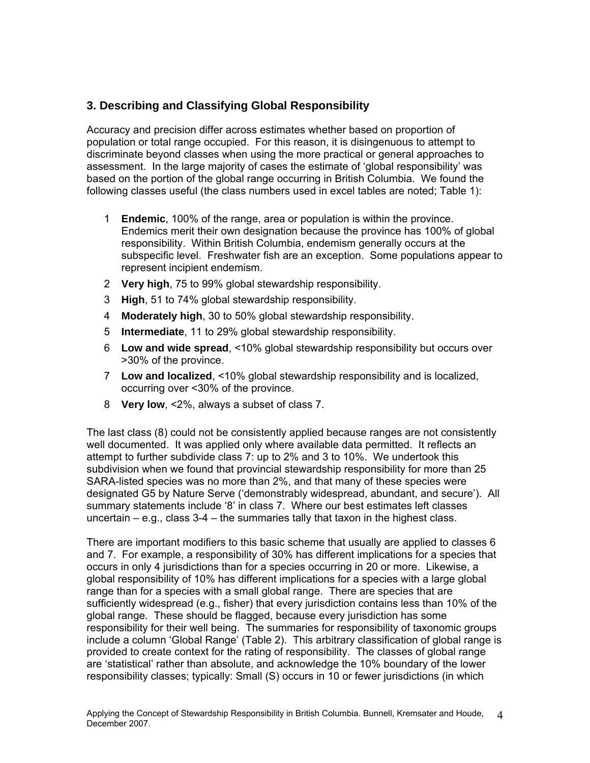## 3. Describing and Classifying Global Responsibility

Accuracy and precision differ across estimates whether based on proportion of population or total range occupied. For this reason, it is disingenuous to attempt to discriminate beyond classes when using the more practical or general approaches to assessment. In the large majority of cases the estimate of 'global responsibility' was based on the portion of the global range occurring in British Columbia. We found the following classes useful (the class numbers used in excel tables are noted; Table 1):

1 **Endemic**, 100% of the range, area or population is within the province. Endemics merit their own designation because the province has 100% of global responsibility. Within British Columbia, endemism generally occurs at the subspecific level. Freshwater fish are an exception. Some populations appear to represent incipient endemism.

2 **Very high**, 75 to 99% global stewardship responsibility.

3 **High**, 51 to 74% global stewardship responsibility.

4 **Moderately high**, 30 to 50% global stewardship responsibility.

5 **Intermediate**, 11 to 29% global stewardship responsibility.

6 **Low and wide spread**, <10% global stewardship responsibility but occurs over >30% of the province.

7 **Low and localized**, <10% global stewardship responsibility and is localized, occurring over <30% of the province.

8 **Very low**, <2%, always a subset of class 7.

The last class (8) could not be consistently applied because ranges are not consistently well documented. It was applied only where available data permitted. It reflects an attempt to further subdivide class 7: up to 2% and 3 to 10%. We undertook this subdivision when we found that provincial stewardship responsibility for more than 25 SARA-listed species was no more than 2%, and that many of these species were designated G5 by Nature Serve ('demonstrably widespread, abundant, and secure'). All summary statements include '8' in class 7. Where our best estimates left classes uncertain – e.g., class 3-4 – the summaries tally that taxon in the highest class.

There are important modifiers to this basic scheme that usually are applied to classes 6 and 7. For example, a responsibility of 30% has different implications for a species that occurs in only 4 jurisdictions than for a species occurring in 20 or more. Likewise, a global responsibility of 10% has different implications for a species with a large global range than for a species with a small global range. There are species that are sufficiently widespread (e.g., fisher) that every jurisdiction contains less than 10% of the global range. These should be flagged, because every jurisdiction has some responsibility for their well being. The summaries for responsibility of taxonomic groups include a column 'Global Range' (Table 2). This arbitrary classification of global range is provided to create context for the rating of responsibility. The classes of global range are 'statistical' rather than absolute, and acknowledge the 10% boundary of the lower responsibility classes; typically: Small (S) occurs in 10 or fewer jurisdictions (in which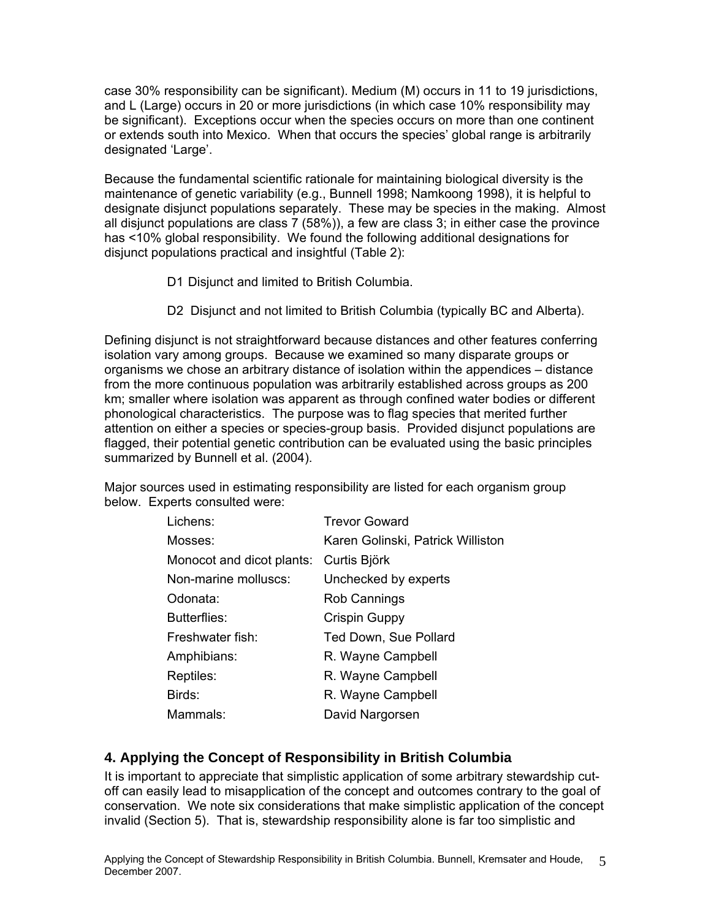case 30% responsibility can be significant). Medium (M) occurs in 11 to 19 jurisdictions, and L (Large) occurs in 20 or more jurisdictions (in which case 10% responsibility may be significant). Exceptions occur when the species occurs on more than one continent or extends south into Mexico. When that occurs the species' global range is arbitrarily designated 'Large'.

Because the fundamental scientific rationale for maintaining biological diversity is the maintenance of genetic variability (e.g., Bunnell 1998; Namkoong 1998), it is helpful to designate disjunct populations separately. These may be species in the making. Almost all disjunct populations are class 7 (58%)), a few are class 3; in either case the province has <10% global responsibility. We found the following additional designations for disjunct populations practical and insightful (Table 2):

D1 Disjunct and limited to British Columbia.

D2 Disjunct and not limited to British Columbia (typically BC and Alberta).

Defining disjunct is not straightforward because distances and other features conferring isolation vary among groups. Because we examined so many disparate groups or organisms we chose an arbitrary distance of isolation within the appendices – distance from the more continuous population was arbitrarily established across groups as 200 km; smaller where isolation was apparent as through confined water bodies or different phonological characteristics. The purpose was to flag species that merited further attention on either a species or species-group basis. Provided disjunct populations are flagged, their potential genetic contribution can be evaluated using the basic principles summarized by Bunnell et al. (2004).

Major sources used in estimating responsibility are listed for each organism group below. Experts consulted were:

| | |
|---|---|
| Lichens: | Trevor Goward |
| Mosses: | Karen Golinski, Patrick Williston |
| Monocot and dicot plants: | Curtis Björk |
| Non-marine molluscs: | Unchecked by experts |
| Odonata: | Rob Cannings |
| Butterflies: | Crispin Guppy |
| Freshwater fish: | Ted Down, Sue Pollard |
| Amphibians: | R. Wayne Campbell |
| Reptiles: | R. Wayne Campbell |
| Birds: | R. Wayne Campbell |
| Mammals: | David Nargorsen |

## 4. Applying the Concept of Responsibility in British Columbia

It is important to appreciate that simplistic application of some arbitrary stewardship cut-off can easily lead to misapplication of the concept and outcomes contrary to the goal of conservation. We note six considerations that make simplistic application of the concept invalid (Section 5). That is, stewardship responsibility alone is far too simplistic and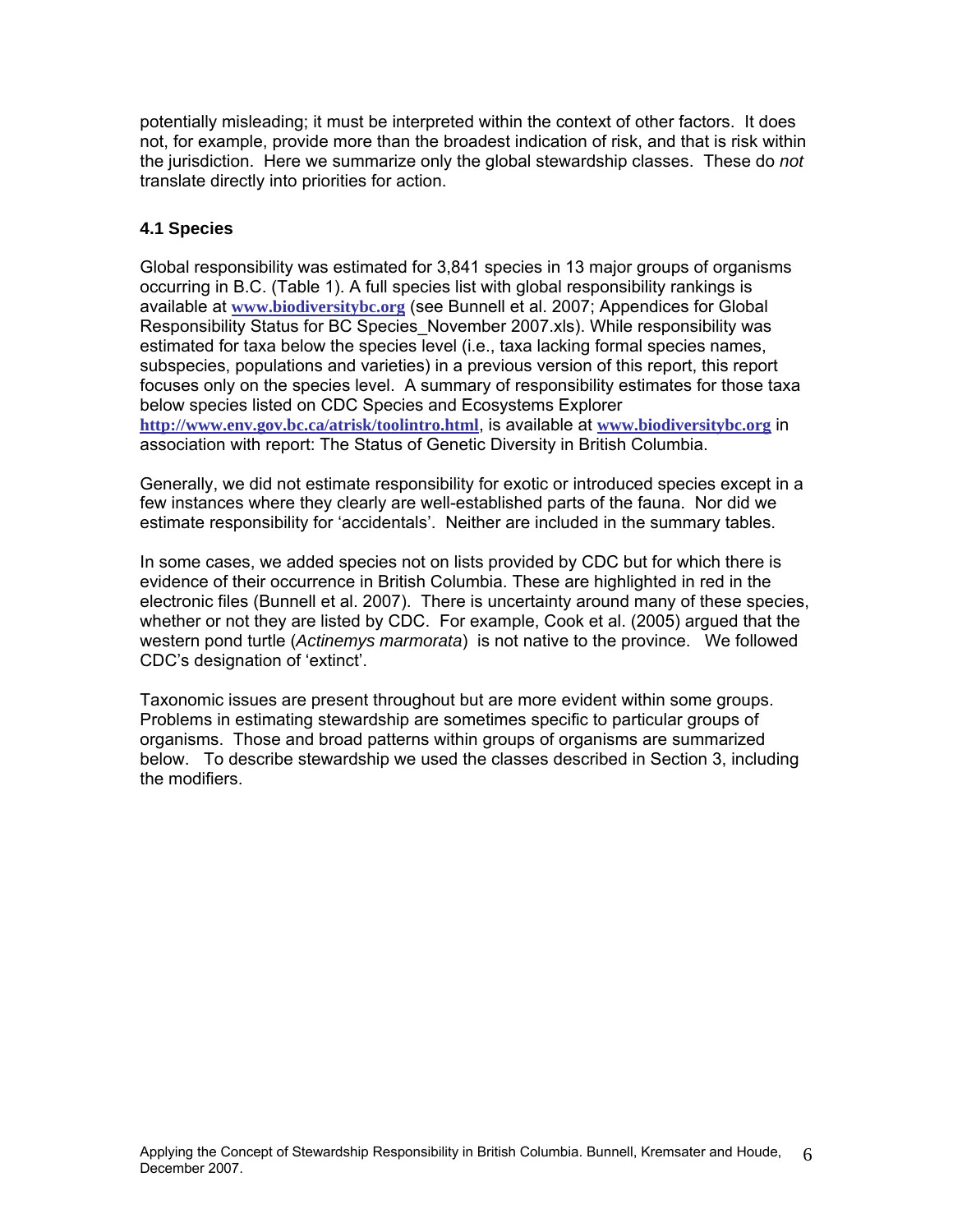potentially misleading; it must be interpreted within the context of other factors. It does not, for example, provide more than the broadest indication of risk, and that is risk within the jurisdiction. Here we summarize only the global stewardship classes. These do *not* translate directly into priorities for action.

### 4.1 Species

Global responsibility was estimated for 3,841 species in 13 major groups of organisms occurring in B.C. (Table 1). A full species list with global responsibility rankings is available at **www.biodiversitybc.org** (see Bunnell et al. 2007; Appendices for Global Responsibility Status for BC Species_November 2007.xls). While responsibility was estimated for taxa below the species level (i.e., taxa lacking formal species names, subspecies, populations and varieties) in a previous version of this report, this report focuses only on the species level. A summary of responsibility estimates for those taxa below species listed on CDC Species and Ecosystems Explorer **http://www.env.gov.bc.ca/atrisk/toolintro.html**, is available at **www.biodiversitybc.org** in association with report: The Status of Genetic Diversity in British Columbia.

Generally, we did not estimate responsibility for exotic or introduced species except in a few instances where they clearly are well-established parts of the fauna. Nor did we estimate responsibility for 'accidentals'. Neither are included in the summary tables.

In some cases, we added species not on lists provided by CDC but for which there is evidence of their occurrence in British Columbia. These are highlighted in red in the electronic files (Bunnell et al. 2007). There is uncertainty around many of these species, whether or not they are listed by CDC. For example, Cook et al. (2005) argued that the western pond turtle (*Actinemys marmorata*) is not native to the province. We followed CDC's designation of 'extinct'.

Taxonomic issues are present throughout but are more evident within some groups. Problems in estimating stewardship are sometimes specific to particular groups of organisms. Those and broad patterns within groups of organisms are summarized below. To describe stewardship we used the classes described in Section 3, including the modifiers.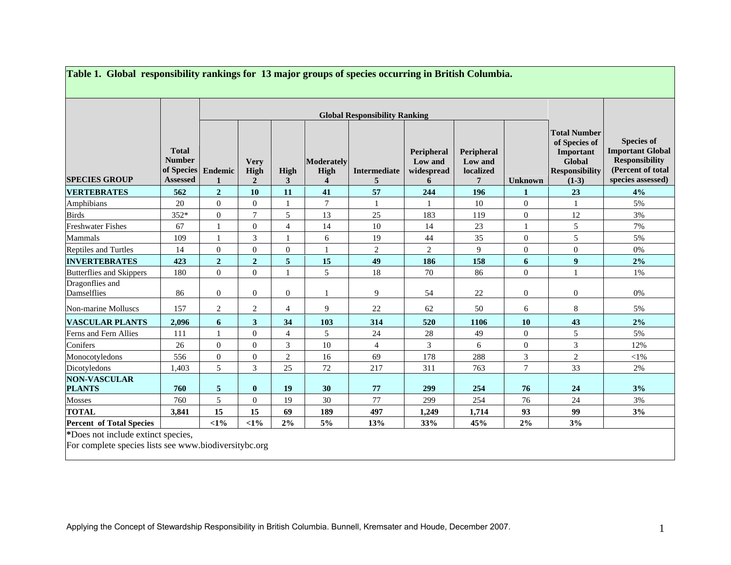**Table 1. Global responsibility rankings for 13 major groups of species occurring in British Columbia.**

| SPECIES GROUP | Total Number of Species Assessed | Global Responsibility Ranking | | | | | | | | Total Number of Species of Important Global Responsibility (1-3) | Species of Important Global Responsibility (Percent of total species assessed) |
|---|---|---|---|---|---|---|---|---|---|---|---|
| | | Endemic 1 | Very High 2 | High 3 | Moderately High 4 | Intermediate 5 | Peripheral Low and widespread 6 | Peripheral Low and localized 7 | Unknown | | |
| **VERTEBRATES** | **562** | **2** | **10** | **11** | **41** | **57** | **244** | **196** | **1** | **23** | **4%** |
| Amphibians | 20 | 0 | 0 | 1 | 7 | 1 | 1 | 10 | 0 | 1 | 5% |
| Birds | 352* | 0 | 7 | 5 | 13 | 25 | 183 | 119 | 0 | 12 | 3% |
| Freshwater Fishes | 67 | 1 | 0 | 4 | 14 | 10 | 14 | 23 | 1 | 5 | 7% |
| Mammals | 109 | 1 | 3 | 1 | 6 | 19 | 44 | 35 | 0 | 5 | 5% |
| Reptiles and Turtles | 14 | 0 | 0 | 0 | 1 | 2 | 2 | 9 | 0 | 0 | 0% |
| **INVERTEBRATES** | **423** | **2** | **2** | **5** | **15** | **49** | **186** | **158** | **6** | **9** | **2%** |
| Butterflies and Skippers | 180 | 0 | 0 | 1 | 5 | 18 | 70 | 86 | 0 | 1 | 1% |
| Dragonflies and Damselflies | 86 | 0 | 0 | 0 | 1 | 9 | 54 | 22 | 0 | 0 | 0% |
| Non-marine Molluscs | 157 | 2 | 2 | 4 | 9 | 22 | 62 | 50 | 6 | 8 | 5% |
| **VASCULAR PLANTS** | **2,096** | **6** | **3** | **34** | **103** | **314** | **520** | **1106** | **10** | **43** | **2%** |
| Ferns and Fern Allies | 111 | 1 | 0 | 4 | 5 | 24 | 28 | 49 | 0 | 5 | 5% |
| Conifers | 26 | 0 | 0 | 3 | 10 | 4 | 3 | 6 | 0 | 3 | 12% |
| Monocotyledons | 556 | 0 | 0 | 2 | 16 | 69 | 178 | 288 | 3 | 2 | <1% |
| Dicotyledons | 1,403 | 5 | 3 | 25 | 72 | 217 | 311 | 763 | 7 | 33 | 2% |
| **NON-VASCULAR PLANTS** | **760** | **5** | **0** | **19** | **30** | **77** | **299** | **254** | **76** | **24** | **3%** |
| Mosses | 760 | 5 | 0 | 19 | 30 | 77 | 299 | 254 | 76 | 24 | 3% |
| **TOTAL** | **3,841** | **15** | **15** | **69** | **189** | **497** | **1,249** | **1,714** | **93** | **99** | **3%** |
| **Percent of Total Species** | | **<1%** | **<1%** | **2%** | **5%** | **13%** | **33%** | **45%** | **2%** | **3%** | |

*Does not include extinct species,

For complete species lists see www.biodiversitybc.org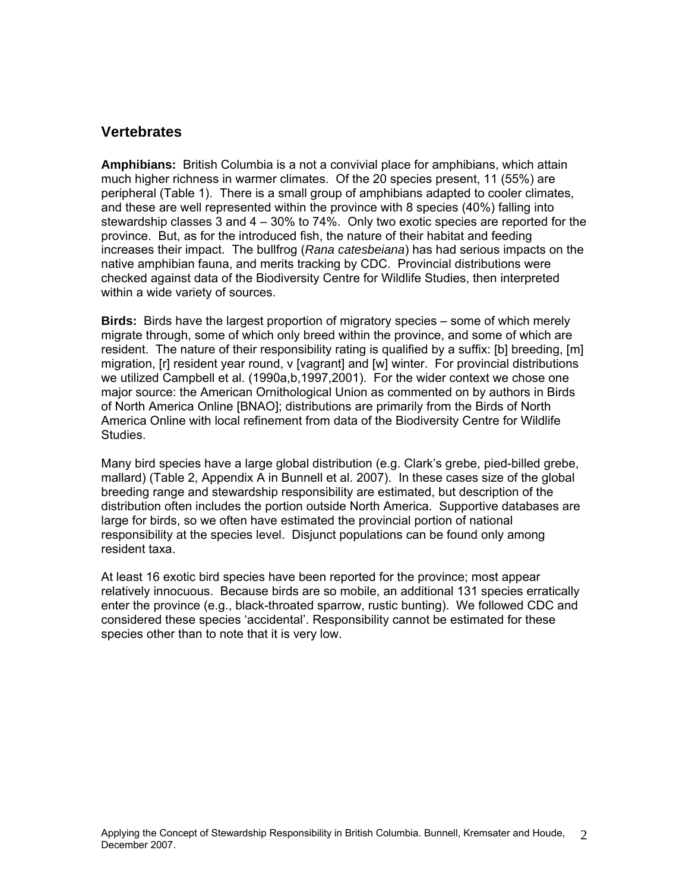## Vertebrates

**Amphibians:** British Columbia is a not a convivial place for amphibians, which attain much higher richness in warmer climates. Of the 20 species present, 11 (55%) are peripheral (Table 1). There is a small group of amphibians adapted to cooler climates, and these are well represented within the province with 8 species (40%) falling into stewardship classes 3 and 4 – 30% to 74%. Only two exotic species are reported for the province. But, as for the introduced fish, the nature of their habitat and feeding increases their impact. The bullfrog (*Rana catesbeiana*) has had serious impacts on the native amphibian fauna, and merits tracking by CDC. Provincial distributions were checked against data of the Biodiversity Centre for Wildlife Studies, then interpreted within a wide variety of sources.

**Birds:** Birds have the largest proportion of migratory species – some of which merely migrate through, some of which only breed within the province, and some of which are resident. The nature of their responsibility rating is qualified by a suffix: [b] breeding, [m] migration, [r] resident year round, v [vagrant] and [w] winter. For provincial distributions we utilized Campbell et al. (1990a,b,1997,2001). For the wider context we chose one major source: the American Ornithological Union as commented on by authors in Birds of North America Online [BNAO]; distributions are primarily from the Birds of North America Online with local refinement from data of the Biodiversity Centre for Wildlife Studies.

Many bird species have a large global distribution (e.g. Clark's grebe, pied-billed grebe, mallard) (Table 2, Appendix A in Bunnell et al. 2007). In these cases size of the global breeding range and stewardship responsibility are estimated, but description of the distribution often includes the portion outside North America. Supportive databases are large for birds, so we often have estimated the provincial portion of national responsibility at the species level. Disjunct populations can be found only among resident taxa.

At least 16 exotic bird species have been reported for the province; most appear relatively innocuous. Because birds are so mobile, an additional 131 species erratically enter the province (e.g., black-throated sparrow, rustic bunting). We followed CDC and considered these species 'accidental'. Responsibility cannot be estimated for these species other than to note that it is very low.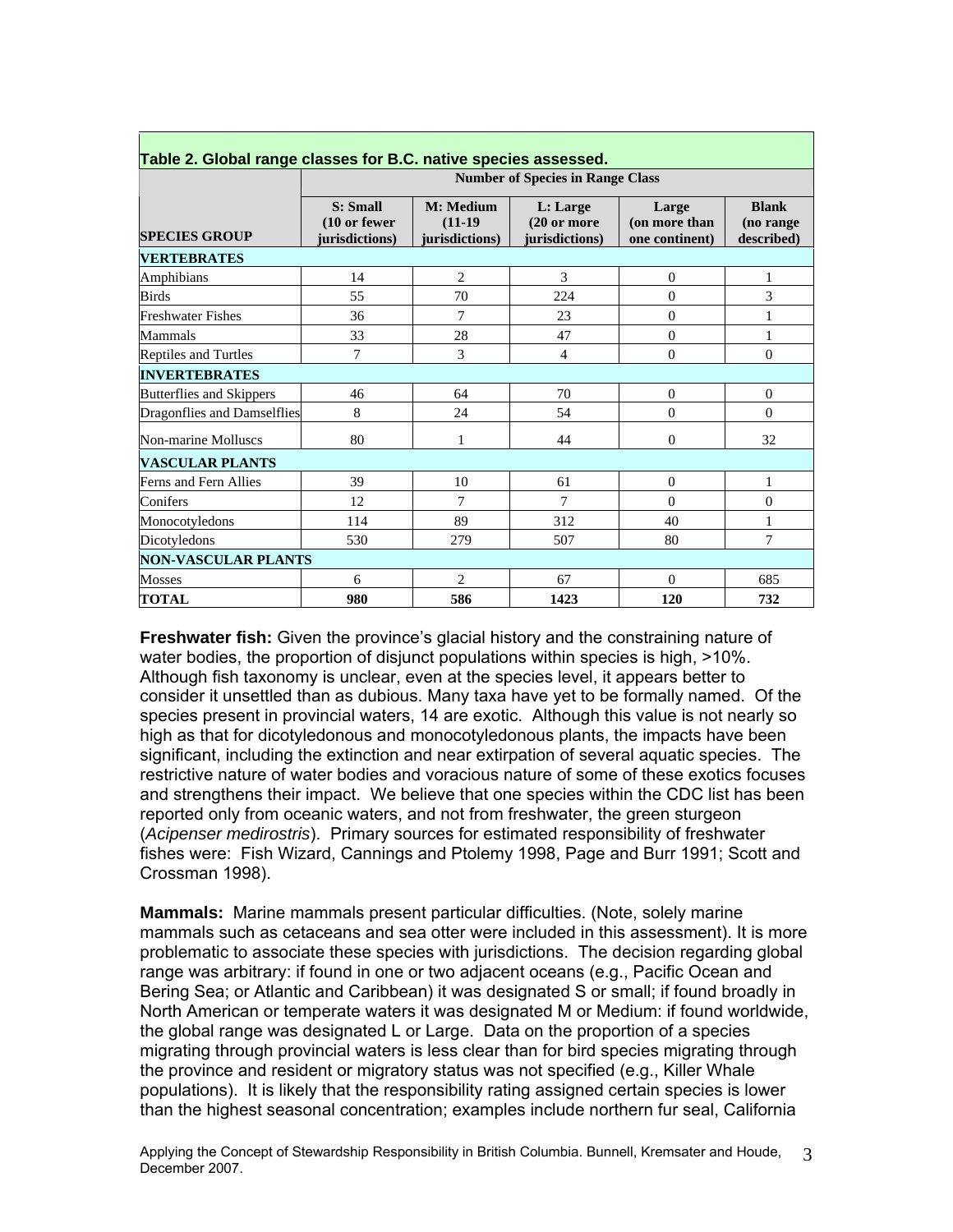| Table 2. Global range classes for B.C. native species assessed. | | | | | |
|---|---|---|---|---|---|
| | Number of Species in Range Class | | | | |
| SPECIES GROUP | S: Small (10 or fewer jurisdictions) | M: Medium (11-19 jurisdictions) | L: Large (20 or more jurisdictions) | Large (on more than one continent) | Blank (no range described) |
| **VERTEBRATES** | | | | | |
| Amphibians | 14 | 2 | 3 | 0 | 1 |
| Birds | 55 | 70 | 224 | 0 | 3 |
| Freshwater Fishes | 36 | 7 | 23 | 0 | 1 |
| Mammals | 33 | 28 | 47 | 0 | 1 |
| Reptiles and Turtles | 7 | 3 | 4 | 0 | 0 |
| **INVERTEBRATES** | | | | | |
| Butterflies and Skippers | 46 | 64 | 70 | 0 | 0 |
| Dragonflies and Damselflies | 8 | 24 | 54 | 0 | 0 |
| Non-marine Molluscs | 80 | 1 | 44 | 0 | 32 |
| **VASCULAR PLANTS** | | | | | |
| Ferns and Fern Allies | 39 | 10 | 61 | 0 | 1 |
| Conifers | 12 | 7 | 7 | 0 | 0 |
| Monocotyledons | 114 | 89 | 312 | 40 | 1 |
| Dicotyledons | 530 | 279 | 507 | 80 | 7 |
| **NON-VASCULAR PLANTS** | | | | | |
| Mosses | 6 | 2 | 67 | 0 | 685 |
| **TOTAL** | **980** | **586** | **1423** | **120** | **732** |

**Freshwater fish:** Given the province's glacial history and the constraining nature of water bodies, the proportion of disjunct populations within species is high, >10%. Although fish taxonomy is unclear, even at the species level, it appears better to consider it unsettled than as dubious. Many taxa have yet to be formally named. Of the species present in provincial waters, 14 are exotic. Although this value is not nearly so high as that for dicotyledonous and monocotyledonous plants, the impacts have been significant, including the extinction and near extirpation of several aquatic species. The restrictive nature of water bodies and voracious nature of some of these exotics focuses and strengthens their impact. We believe that one species within the CDC list has been reported only from oceanic waters, and not from freshwater, the green sturgeon (*Acipenser medirostris*). Primary sources for estimated responsibility of freshwater fishes were: Fish Wizard, Cannings and Ptolemy 1998, Page and Burr 1991; Scott and Crossman 1998).

**Mammals:** Marine mammals present particular difficulties. (Note, solely marine mammals such as cetaceans and sea otter were included in this assessment). It is more problematic to associate these species with jurisdictions. The decision regarding global range was arbitrary: if found in one or two adjacent oceans (e.g., Pacific Ocean and Bering Sea; or Atlantic and Caribbean) it was designated S or small; if found broadly in North American or temperate waters it was designated M or Medium: if found worldwide, the global range was designated L or Large. Data on the proportion of a species migrating through provincial waters is less clear than for bird species migrating through the province and resident or migratory status was not specified (e.g., Killer Whale populations). It is likely that the responsibility rating assigned certain species is lower than the highest seasonal concentration; examples include northern fur seal, California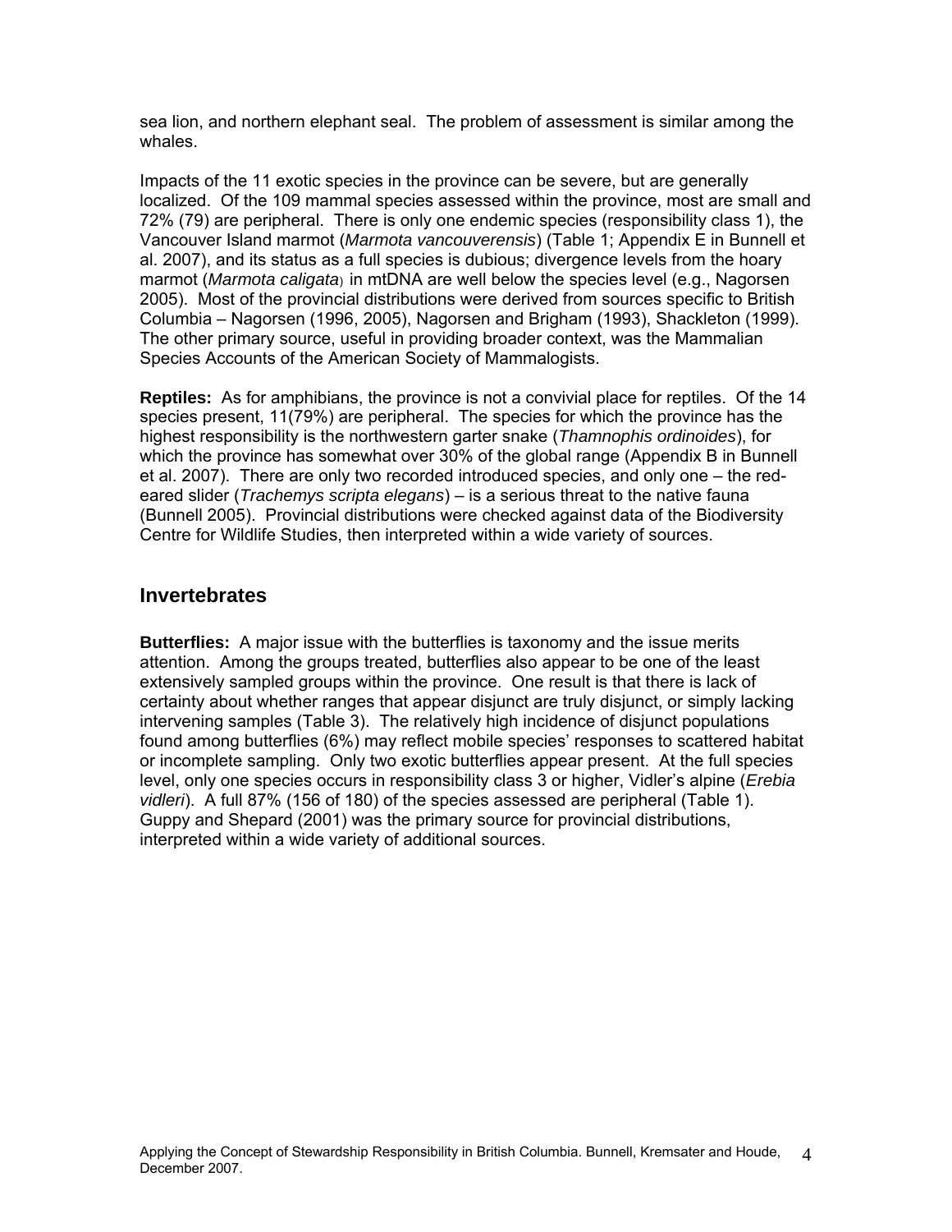sea lion, and northern elephant seal. The problem of assessment is similar among the whales.

Impacts of the 11 exotic species in the province can be severe, but are generally localized. Of the 109 mammal species assessed within the province, most are small and 72% (79) are peripheral. There is only one endemic species (responsibility class 1), the Vancouver Island marmot (*Marmota vancouverensis*) (Table 1; Appendix E in Bunnell et al. 2007), and its status as a full species is dubious; divergence levels from the hoary marmot (*Marmota caligata*) in mtDNA are well below the species level (e.g., Nagorsen 2005). Most of the provincial distributions were derived from sources specific to British Columbia – Nagorsen (1996, 2005), Nagorsen and Brigham (1993), Shackleton (1999). The other primary source, useful in providing broader context, was the Mammalian Species Accounts of the American Society of Mammalogists.

**Reptiles:** As for amphibians, the province is not a convivial place for reptiles. Of the 14 species present, 11(79%) are peripheral. The species for which the province has the highest responsibility is the northwestern garter snake (*Thamnophis ordinoides*), for which the province has somewhat over 30% of the global range (Appendix B in Bunnell et al. 2007). There are only two recorded introduced species, and only one – the red-eared slider (*Trachemys scripta elegans*) – is a serious threat to the native fauna (Bunnell 2005). Provincial distributions were checked against data of the Biodiversity Centre for Wildlife Studies, then interpreted within a wide variety of sources.

## Invertebrates

**Butterflies:** A major issue with the butterflies is taxonomy and the issue merits attention. Among the groups treated, butterflies also appear to be one of the least extensively sampled groups within the province. One result is that there is lack of certainty about whether ranges that appear disjunct are truly disjunct, or simply lacking intervening samples (Table 3). The relatively high incidence of disjunct populations found among butterflies (6%) may reflect mobile species' responses to scattered habitat or incomplete sampling. Only two exotic butterflies appear present. At the full species level, only one species occurs in responsibility class 3 or higher, Vidler's alpine (*Erebia vidleri*). A full 87% (156 of 180) of the species assessed are peripheral (Table 1). Guppy and Shepard (2001) was the primary source for provincial distributions, interpreted within a wide variety of additional sources.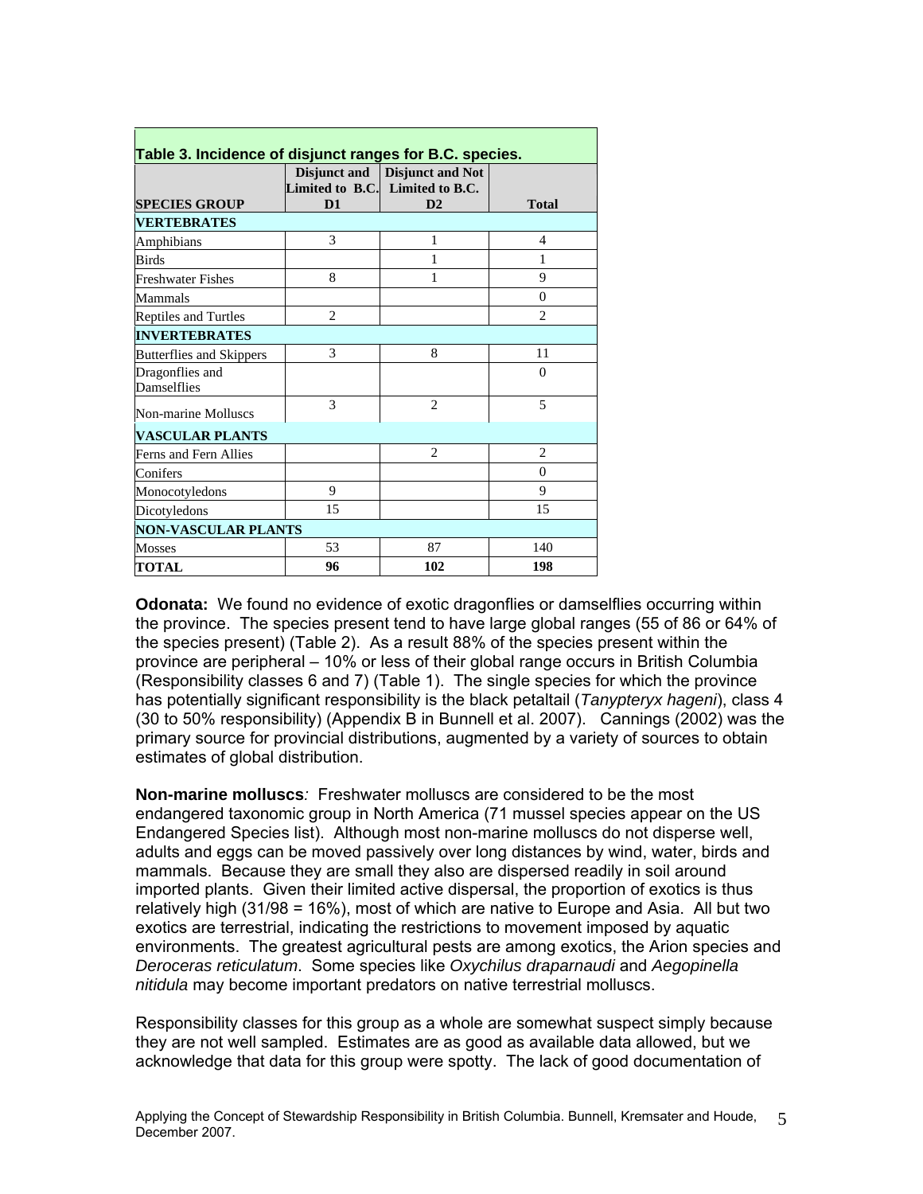**Table 3. Incidence of disjunct ranges for B.C. species.**

| SPECIES GROUP | Disjunct and Limited to B.C. D1 | Disjunct and Not Limited to B.C. D2 | Total |
|---|---|---|---|
| **VERTEBRATES** | | | |
| Amphibians | 3 | 1 | 4 |
| Birds | | 1 | 1 |
| Freshwater Fishes | 8 | 1 | 9 |
| Mammals | | | 0 |
| Reptiles and Turtles | 2 | | 2 |
| **INVERTEBRATES** | | | |
| Butterflies and Skippers | 3 | 8 | 11 |
| Dragonflies and Damselflies | | | 0 |
| Non-marine Molluscs | 3 | 2 | 5 |
| **VASCULAR PLANTS** | | | |
| Ferns and Fern Allies | | 2 | 2 |
| Conifers | | | 0 |
| Monocotyledons | 9 | | 9 |
| Dicotyledons | 15 | | 15 |
| **NON-VASCULAR PLANTS** | | | |
| Mosses | 53 | 87 | 140 |
| **TOTAL** | **96** | **102** | **198** |

**Odonata:** We found no evidence of exotic dragonflies or damselflies occurring within the province. The species present tend to have large global ranges (55 of 86 or 64% of the species present) (Table 2). As a result 88% of the species present within the province are peripheral – 10% or less of their global range occurs in British Columbia (Responsibility classes 6 and 7) (Table 1). The single species for which the province has potentially significant responsibility is the black petaltail (*Tanypteryx hageni*), class 4 (30 to 50% responsibility) (Appendix B in Bunnell et al. 2007). Cannings (2002) was the primary source for provincial distributions, augmented by a variety of sources to obtain estimates of global distribution.

**Non-marine molluscs***:* Freshwater molluscs are considered to be the most endangered taxonomic group in North America (71 mussel species appear on the US Endangered Species list). Although most non-marine molluscs do not disperse well, adults and eggs can be moved passively over long distances by wind, water, birds and mammals. Because they are small they also are dispersed readily in soil around imported plants. Given their limited active dispersal, the proportion of exotics is thus relatively high (31/98 = 16%), most of which are native to Europe and Asia. All but two exotics are terrestrial, indicating the restrictions to movement imposed by aquatic environments. The greatest agricultural pests are among exotics, the Arion species and *Deroceras reticulatum*. Some species like *Oxychilus draparnaudi* and *Aegopinella nitidula* may become important predators on native terrestrial molluscs.

Responsibility classes for this group as a whole are somewhat suspect simply because they are not well sampled. Estimates are as good as available data allowed, but we acknowledge that data for this group were spotty. The lack of good documentation of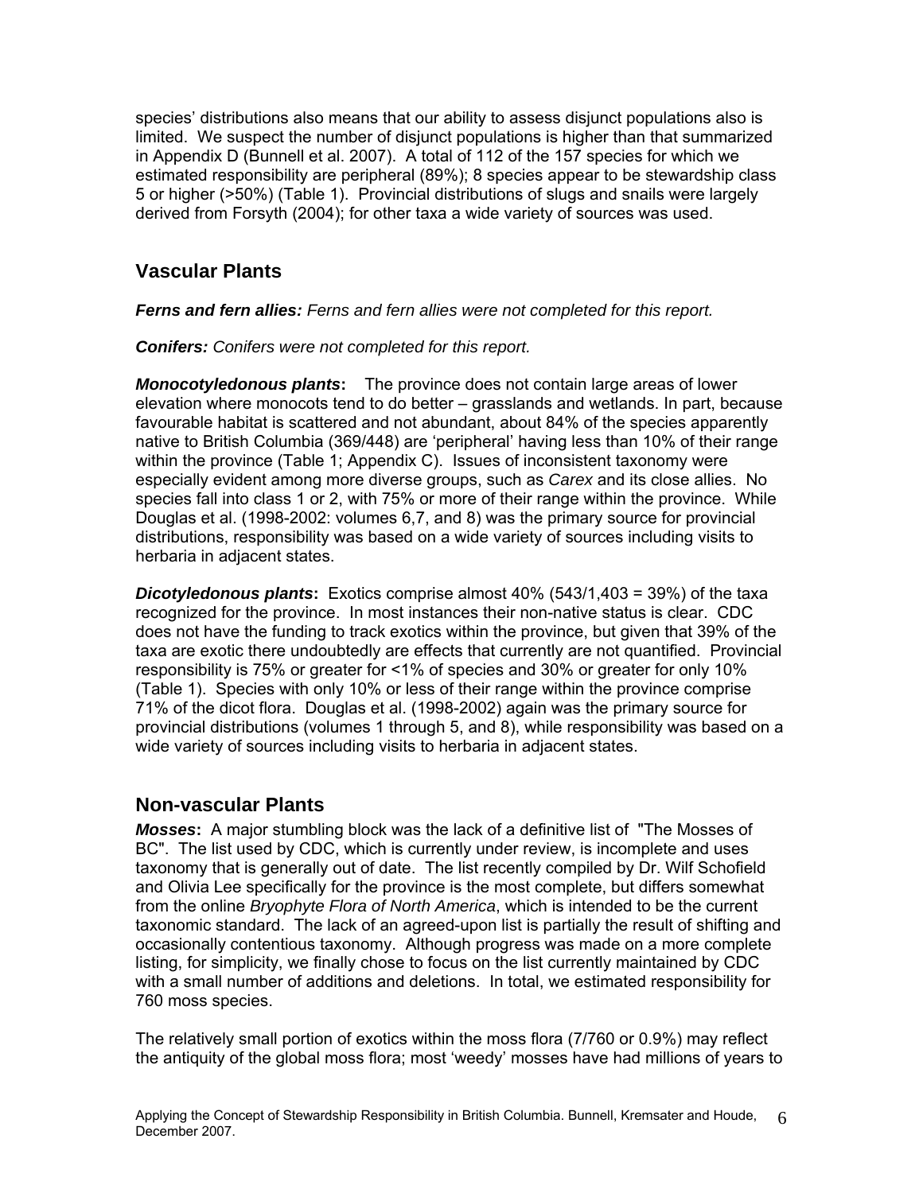species' distributions also means that our ability to assess disjunct populations also is limited. We suspect the number of disjunct populations is higher than that summarized in Appendix D (Bunnell et al. 2007). A total of 112 of the 157 species for which we estimated responsibility are peripheral (89%); 8 species appear to be stewardship class 5 or higher (>50%) (Table 1). Provincial distributions of slugs and snails were largely derived from Forsyth (2004); for other taxa a wide variety of sources was used.

## Vascular Plants

***Ferns and fern allies:*** *Ferns and fern allies were not completed for this report.*

***Conifers:*** *Conifers were not completed for this report.*

***Monocotyledonous plants*:** The province does not contain large areas of lower elevation where monocots tend to do better – grasslands and wetlands. In part, because favourable habitat is scattered and not abundant, about 84% of the species apparently native to British Columbia (369/448) are 'peripheral' having less than 10% of their range within the province (Table 1; Appendix C). Issues of inconsistent taxonomy were especially evident among more diverse groups, such as *Carex* and its close allies. No species fall into class 1 or 2, with 75% or more of their range within the province. While Douglas et al. (1998-2002: volumes 6,7, and 8) was the primary source for provincial distributions, responsibility was based on a wide variety of sources including visits to herbaria in adjacent states.

***Dicotyledonous plants*:** Exotics comprise almost 40% (543/1,403 = 39%) of the taxa recognized for the province. In most instances their non-native status is clear. CDC does not have the funding to track exotics within the province, but given that 39% of the taxa are exotic there undoubtedly are effects that currently are not quantified. Provincial responsibility is 75% or greater for <1% of species and 30% or greater for only 10% (Table 1). Species with only 10% or less of their range within the province comprise 71% of the dicot flora. Douglas et al. (1998-2002) again was the primary source for provincial distributions (volumes 1 through 5, and 8), while responsibility was based on a wide variety of sources including visits to herbaria in adjacent states.

## Non-vascular Plants

***Mosses*:** A major stumbling block was the lack of a definitive list of "The Mosses of BC". The list used by CDC, which is currently under review, is incomplete and uses taxonomy that is generally out of date. The list recently compiled by Dr. Wilf Schofield and Olivia Lee specifically for the province is the most complete, but differs somewhat from the online *Bryophyte Flora of North America*, which is intended to be the current taxonomic standard. The lack of an agreed-upon list is partially the result of shifting and occasionally contentious taxonomy. Although progress was made on a more complete listing, for simplicity, we finally chose to focus on the list currently maintained by CDC with a small number of additions and deletions. In total, we estimated responsibility for 760 moss species.

The relatively small portion of exotics within the moss flora (7/760 or 0.9%) may reflect the antiquity of the global moss flora; most 'weedy' mosses have had millions of years to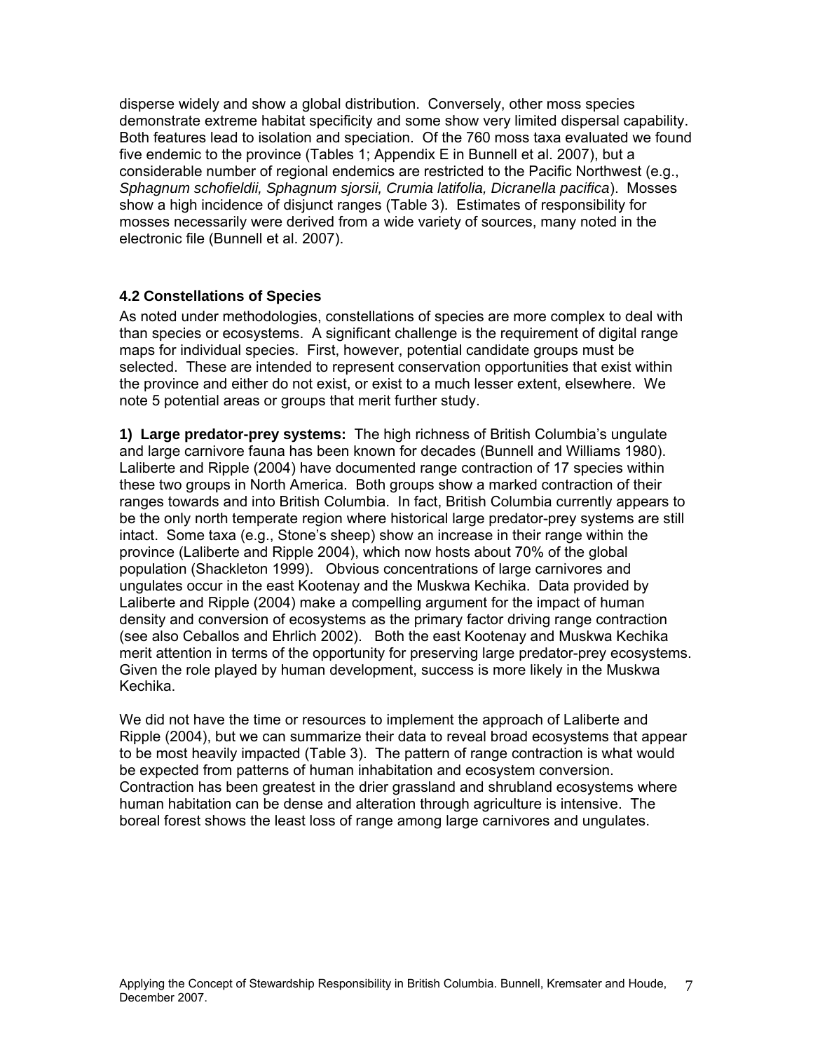disperse widely and show a global distribution. Conversely, other moss species demonstrate extreme habitat specificity and some show very limited dispersal capability. Both features lead to isolation and speciation. Of the 760 moss taxa evaluated we found five endemic to the province (Tables 1; Appendix E in Bunnell et al. 2007), but a considerable number of regional endemics are restricted to the Pacific Northwest (e.g., *Sphagnum schofieldii, Sphagnum sjorsii, Crumia latifolia, Dicranella pacifica*). Mosses show a high incidence of disjunct ranges (Table 3). Estimates of responsibility for mosses necessarily were derived from a wide variety of sources, many noted in the electronic file (Bunnell et al. 2007).

### 4.2 Constellations of Species

As noted under methodologies, constellations of species are more complex to deal with than species or ecosystems. A significant challenge is the requirement of digital range maps for individual species. First, however, potential candidate groups must be selected. These are intended to represent conservation opportunities that exist within the province and either do not exist, or exist to a much lesser extent, elsewhere. We note 5 potential areas or groups that merit further study.

**1) Large predator-prey systems:** The high richness of British Columbia's ungulate and large carnivore fauna has been known for decades (Bunnell and Williams 1980). Laliberte and Ripple (2004) have documented range contraction of 17 species within these two groups in North America. Both groups show a marked contraction of their ranges towards and into British Columbia. In fact, British Columbia currently appears to be the only north temperate region where historical large predator-prey systems are still intact. Some taxa (e.g., Stone's sheep) show an increase in their range within the province (Laliberte and Ripple 2004), which now hosts about 70% of the global population (Shackleton 1999). Obvious concentrations of large carnivores and ungulates occur in the east Kootenay and the Muskwa Kechika. Data provided by Laliberte and Ripple (2004) make a compelling argument for the impact of human density and conversion of ecosystems as the primary factor driving range contraction (see also Ceballos and Ehrlich 2002). Both the east Kootenay and Muskwa Kechika merit attention in terms of the opportunity for preserving large predator-prey ecosystems. Given the role played by human development, success is more likely in the Muskwa Kechika.

We did not have the time or resources to implement the approach of Laliberte and Ripple (2004), but we can summarize their data to reveal broad ecosystems that appear to be most heavily impacted (Table 3). The pattern of range contraction is what would be expected from patterns of human inhabitation and ecosystem conversion. Contraction has been greatest in the drier grassland and shrubland ecosystems where human habitation can be dense and alteration through agriculture is intensive. The boreal forest shows the least loss of range among large carnivores and ungulates.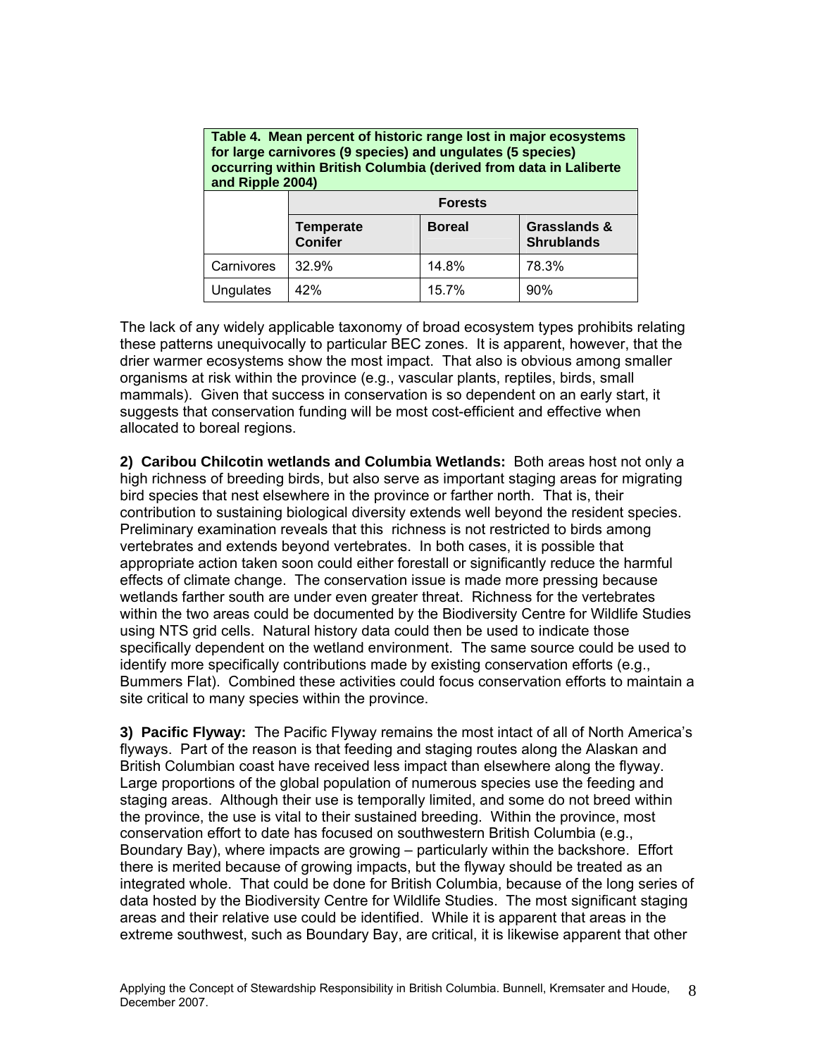**Table 4. Mean percent of historic range lost in major ecosystems for large carnivores (9 species) and ungulates (5 species) occurring within British Columbia (derived from data in Laliberte and Ripple 2004)**

| | Forests | | |
|---|---|---|---|
| | **Temperate Conifer** | **Boreal** | **Grasslands & Shrublands** |
| Carnivores | 32.9% | 14.8% | 78.3% |
| Ungulates | 42% | 15.7% | 90% |

The lack of any widely applicable taxonomy of broad ecosystem types prohibits relating these patterns unequivocally to particular BEC zones. It is apparent, however, that the drier warmer ecosystems show the most impact. That also is obvious among smaller organisms at risk within the province (e.g., vascular plants, reptiles, birds, small mammals). Given that success in conservation is so dependent on an early start, it suggests that conservation funding will be most cost-efficient and effective when allocated to boreal regions.

**2) Caribou Chilcotin wetlands and Columbia Wetlands:** Both areas host not only a high richness of breeding birds, but also serve as important staging areas for migrating bird species that nest elsewhere in the province or farther north. That is, their contribution to sustaining biological diversity extends well beyond the resident species. Preliminary examination reveals that this richness is not restricted to birds among vertebrates and extends beyond vertebrates. In both cases, it is possible that appropriate action taken soon could either forestall or significantly reduce the harmful effects of climate change. The conservation issue is made more pressing because wetlands farther south are under even greater threat. Richness for the vertebrates within the two areas could be documented by the Biodiversity Centre for Wildlife Studies using NTS grid cells. Natural history data could then be used to indicate those specifically dependent on the wetland environment. The same source could be used to identify more specifically contributions made by existing conservation efforts (e.g., Bummers Flat). Combined these activities could focus conservation efforts to maintain a site critical to many species within the province.

**3) Pacific Flyway:** The Pacific Flyway remains the most intact of all of North America's flyways. Part of the reason is that feeding and staging routes along the Alaskan and British Columbian coast have received less impact than elsewhere along the flyway. Large proportions of the global population of numerous species use the feeding and staging areas. Although their use is temporally limited, and some do not breed within the province, the use is vital to their sustained breeding. Within the province, most conservation effort to date has focused on southwestern British Columbia (e.g., Boundary Bay), where impacts are growing – particularly within the backshore. Effort there is merited because of growing impacts, but the flyway should be treated as an integrated whole. That could be done for British Columbia, because of the long series of data hosted by the Biodiversity Centre for Wildlife Studies. The most significant staging areas and their relative use could be identified. While it is apparent that areas in the extreme southwest, such as Boundary Bay, are critical, it is likewise apparent that other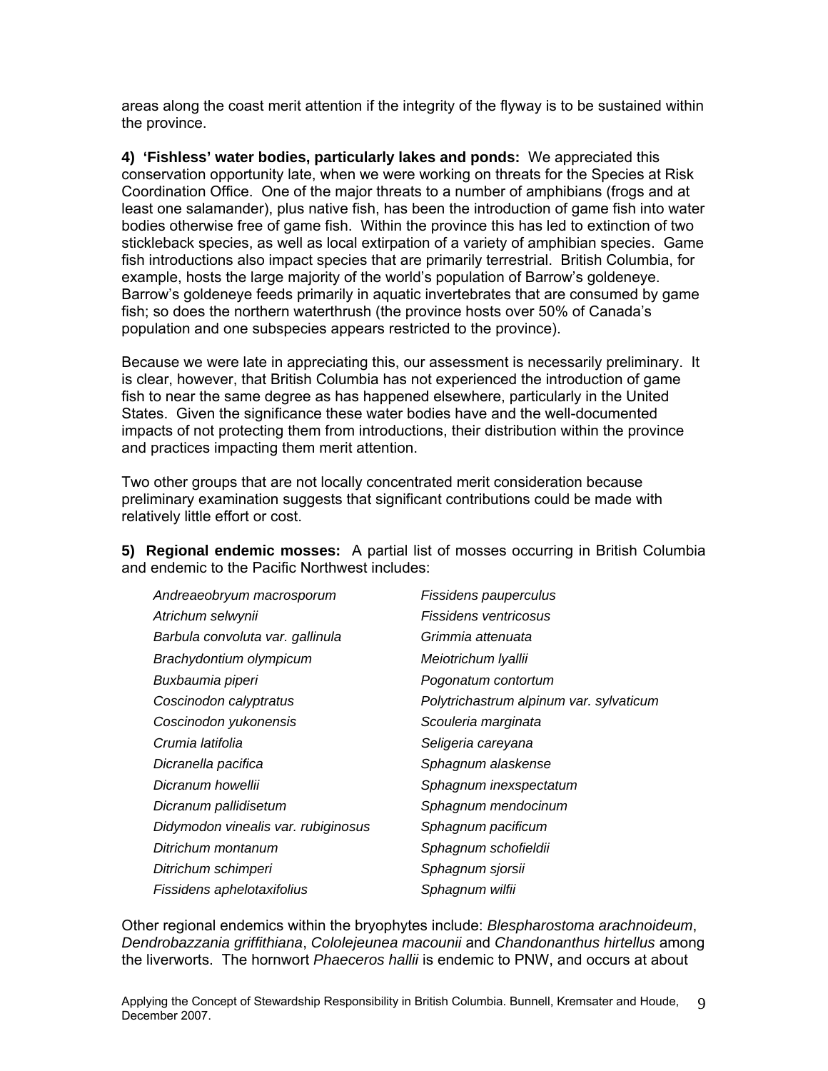areas along the coast merit attention if the integrity of the flyway is to be sustained within the province.

**4) 'Fishless' water bodies, particularly lakes and ponds:** We appreciated this conservation opportunity late, when we were working on threats for the Species at Risk Coordination Office. One of the major threats to a number of amphibians (frogs and at least one salamander), plus native fish, has been the introduction of game fish into water bodies otherwise free of game fish. Within the province this has led to extinction of two stickleback species, as well as local extirpation of a variety of amphibian species. Game fish introductions also impact species that are primarily terrestrial. British Columbia, for example, hosts the large majority of the world's population of Barrow's goldeneye. Barrow's goldeneye feeds primarily in aquatic invertebrates that are consumed by game fish; so does the northern waterthrush (the province hosts over 50% of Canada's population and one subspecies appears restricted to the province).

Because we were late in appreciating this, our assessment is necessarily preliminary. It is clear, however, that British Columbia has not experienced the introduction of game fish to near the same degree as has happened elsewhere, particularly in the United States. Given the significance these water bodies have and the well-documented impacts of not protecting them from introductions, their distribution within the province and practices impacting them merit attention.

Two other groups that are not locally concentrated merit consideration because preliminary examination suggests that significant contributions could be made with relatively little effort or cost.

**5) Regional endemic mosses:** A partial list of mosses occurring in British Columbia and endemic to the Pacific Northwest includes:

| | |
|---|---|
| *Andreaeobryum macrosporum* | *Fissidens pauperculus* |
| *Atrichum selwynii* | *Fissidens ventricosus* |
| *Barbula convoluta var. gallinula* | *Grimmia attenuata* |
| *Brachydontium olympicum* | *Meiotrichum lyallii* |
| *Buxbaumia piperi* | *Pogonatum contortum* |
| *Coscinodon calyptratus* | *Polytrichastrum alpinum var. sylvaticum* |
| *Coscinodon yukonensis* | *Scouleria marginata* |
| *Crumia latifolia* | *Seligeria careyana* |
| *Dicranella pacifica* | *Sphagnum alaskense* |
| *Dicranum howellii* | *Sphagnum inexspectatum* |
| *Dicranum pallidisetum* | *Sphagnum mendocinum* |
| *Didymodon vinealis var. rubiginosus* | *Sphagnum pacificum* |
| *Ditrichum montanum* | *Sphagnum schofieldii* |
| *Ditrichum schimperi* | *Sphagnum sjorsii* |
| *Fissidens aphelotaxifolius* | *Sphagnum wilfii* |

Other regional endemics within the bryophytes include: *Blespharostoma arachnoideum*, *Dendrobazzania griffithiana*, *Cololejeunea macounii* and *Chandonanthus hirtellus* among the liverworts. The hornwort *Phaeceros hallii* is endemic to PNW, and occurs at about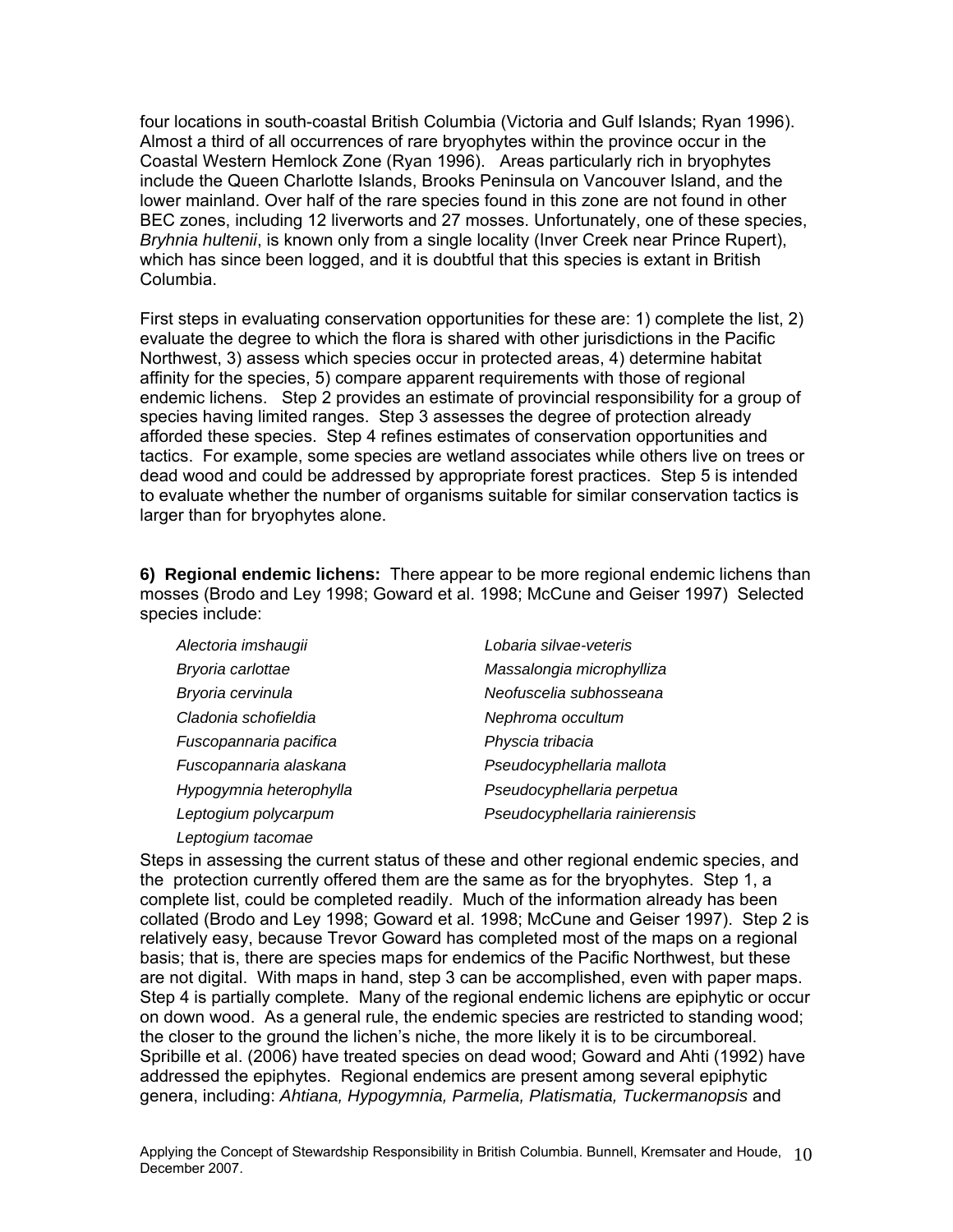four locations in south-coastal British Columbia (Victoria and Gulf Islands; Ryan 1996). Almost a third of all occurrences of rare bryophytes within the province occur in the Coastal Western Hemlock Zone (Ryan 1996). Areas particularly rich in bryophytes include the Queen Charlotte Islands, Brooks Peninsula on Vancouver Island, and the lower mainland. Over half of the rare species found in this zone are not found in other BEC zones, including 12 liverworts and 27 mosses. Unfortunately, one of these species, *Bryhnia hultenii*, is known only from a single locality (Inver Creek near Prince Rupert), which has since been logged, and it is doubtful that this species is extant in British Columbia.

First steps in evaluating conservation opportunities for these are: 1) complete the list, 2) evaluate the degree to which the flora is shared with other jurisdictions in the Pacific Northwest, 3) assess which species occur in protected areas, 4) determine habitat affinity for the species, 5) compare apparent requirements with those of regional endemic lichens. Step 2 provides an estimate of provincial responsibility for a group of species having limited ranges. Step 3 assesses the degree of protection already afforded these species. Step 4 refines estimates of conservation opportunities and tactics. For example, some species are wetland associates while others live on trees or dead wood and could be addressed by appropriate forest practices. Step 5 is intended to evaluate whether the number of organisms suitable for similar conservation tactics is larger than for bryophytes alone.

**6) Regional endemic lichens:** There appear to be more regional endemic lichens than mosses (Brodo and Ley 1998; Goward et al. 1998; McCune and Geiser 1997) Selected species include:

*Alectoria imshaugii*
*Bryoria carlottae*
*Bryoria cervinula*
*Cladonia schofieldia*
*Fuscopannaria pacifica*
*Fuscopannaria alaskana*
*Hypogymnia heterophylla*
*Leptogium polycarpum*
*Leptogium tacomae*
*Lobaria silvae-veteris*
*Massalongia microphylliza*
*Neofuscelia subhosseana*
*Nephroma occultum*
*Physcia tribacia*
*Pseudocyphellaria mallota*
*Pseudocyphellaria perpetua*
*Pseudocyphellaria rainierensis*

Steps in assessing the current status of these and other regional endemic species, and the protection currently offered them are the same as for the bryophytes. Step 1, a complete list, could be completed readily. Much of the information already has been collated (Brodo and Ley 1998; Goward et al. 1998; McCune and Geiser 1997). Step 2 is relatively easy, because Trevor Goward has completed most of the maps on a regional basis; that is, there are species maps for endemics of the Pacific Northwest, but these are not digital. With maps in hand, step 3 can be accomplished, even with paper maps. Step 4 is partially complete. Many of the regional endemic lichens are epiphytic or occur on down wood. As a general rule, the endemic species are restricted to standing wood; the closer to the ground the lichen's niche, the more likely it is to be circumboreal. Spribille et al. (2006) have treated species on dead wood; Goward and Ahti (1992) have addressed the epiphytes. Regional endemics are present among several epiphytic genera, including: *Ahtiana, Hypogymnia, Parmelia, Platismatia, Tuckermanopsis* and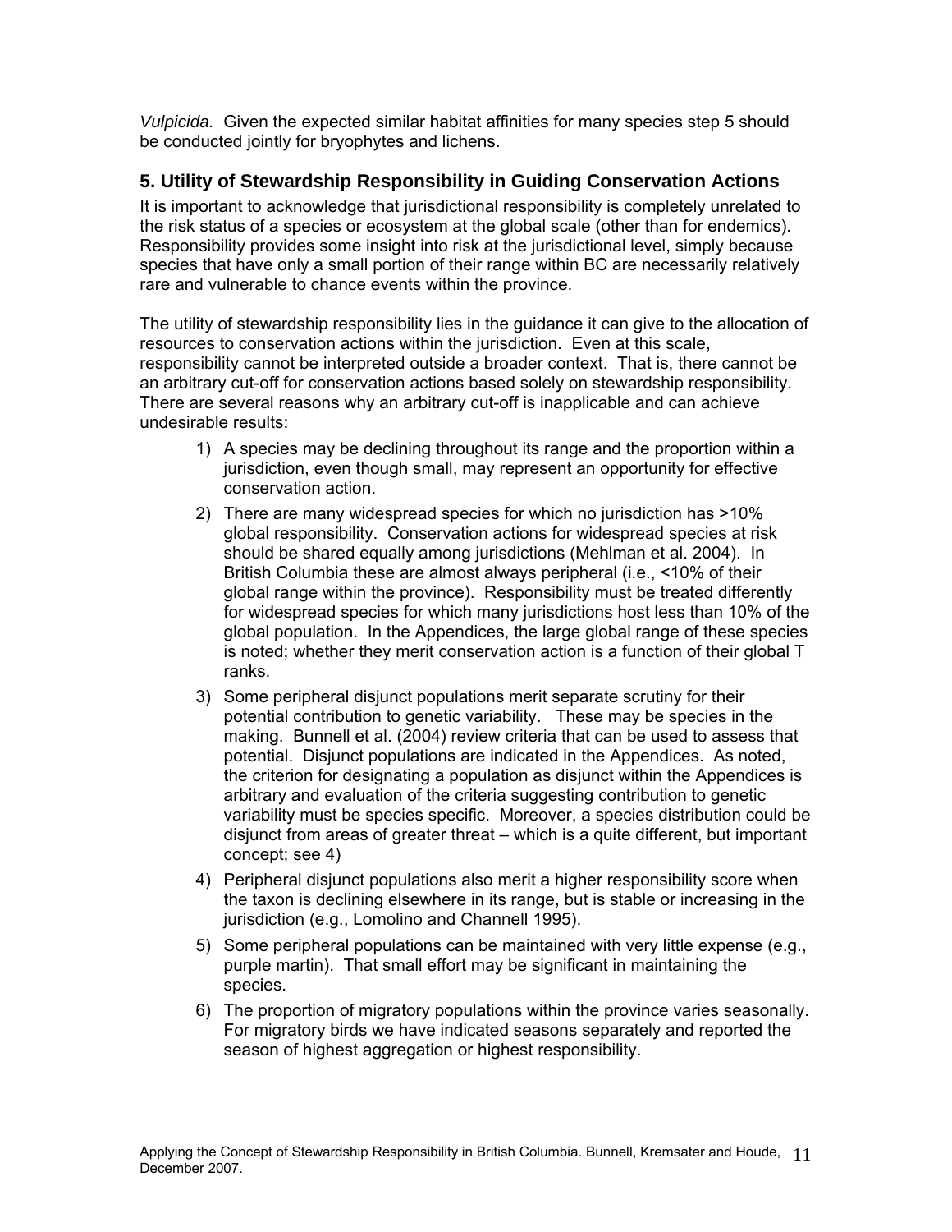*Vulpicida.* Given the expected similar habitat affinities for many species step 5 should be conducted jointly for bryophytes and lichens.

## 5. Utility of Stewardship Responsibility in Guiding Conservation Actions

It is important to acknowledge that jurisdictional responsibility is completely unrelated to the risk status of a species or ecosystem at the global scale (other than for endemics). Responsibility provides some insight into risk at the jurisdictional level, simply because species that have only a small portion of their range within BC are necessarily relatively rare and vulnerable to chance events within the province.

The utility of stewardship responsibility lies in the guidance it can give to the allocation of resources to conservation actions within the jurisdiction. Even at this scale, responsibility cannot be interpreted outside a broader context. That is, there cannot be an arbitrary cut-off for conservation actions based solely on stewardship responsibility. There are several reasons why an arbitrary cut-off is inapplicable and can achieve undesirable results:

1) A species may be declining throughout its range and the proportion within a jurisdiction, even though small, may represent an opportunity for effective conservation action.
2) There are many widespread species for which no jurisdiction has >10% global responsibility. Conservation actions for widespread species at risk should be shared equally among jurisdictions (Mehlman et al. 2004). In British Columbia these are almost always peripheral (i.e., <10% of their global range within the province). Responsibility must be treated differently for widespread species for which many jurisdictions host less than 10% of the global population. In the Appendices, the large global range of these species is noted; whether they merit conservation action is a function of their global T ranks.
3) Some peripheral disjunct populations merit separate scrutiny for their potential contribution to genetic variability. These may be species in the making. Bunnell et al. (2004) review criteria that can be used to assess that potential. Disjunct populations are indicated in the Appendices. As noted, the criterion for designating a population as disjunct within the Appendices is arbitrary and evaluation of the criteria suggesting contribution to genetic variability must be species specific. Moreover, a species distribution could be disjunct from areas of greater threat – which is a quite different, but important concept; see 4)
4) Peripheral disjunct populations also merit a higher responsibility score when the taxon is declining elsewhere in its range, but is stable or increasing in the jurisdiction (e.g., Lomolino and Channell 1995).
5) Some peripheral populations can be maintained with very little expense (e.g., purple martin). That small effort may be significant in maintaining the species.
6) The proportion of migratory populations within the province varies seasonally. For migratory birds we have indicated seasons separately and reported the season of highest aggregation or highest responsibility.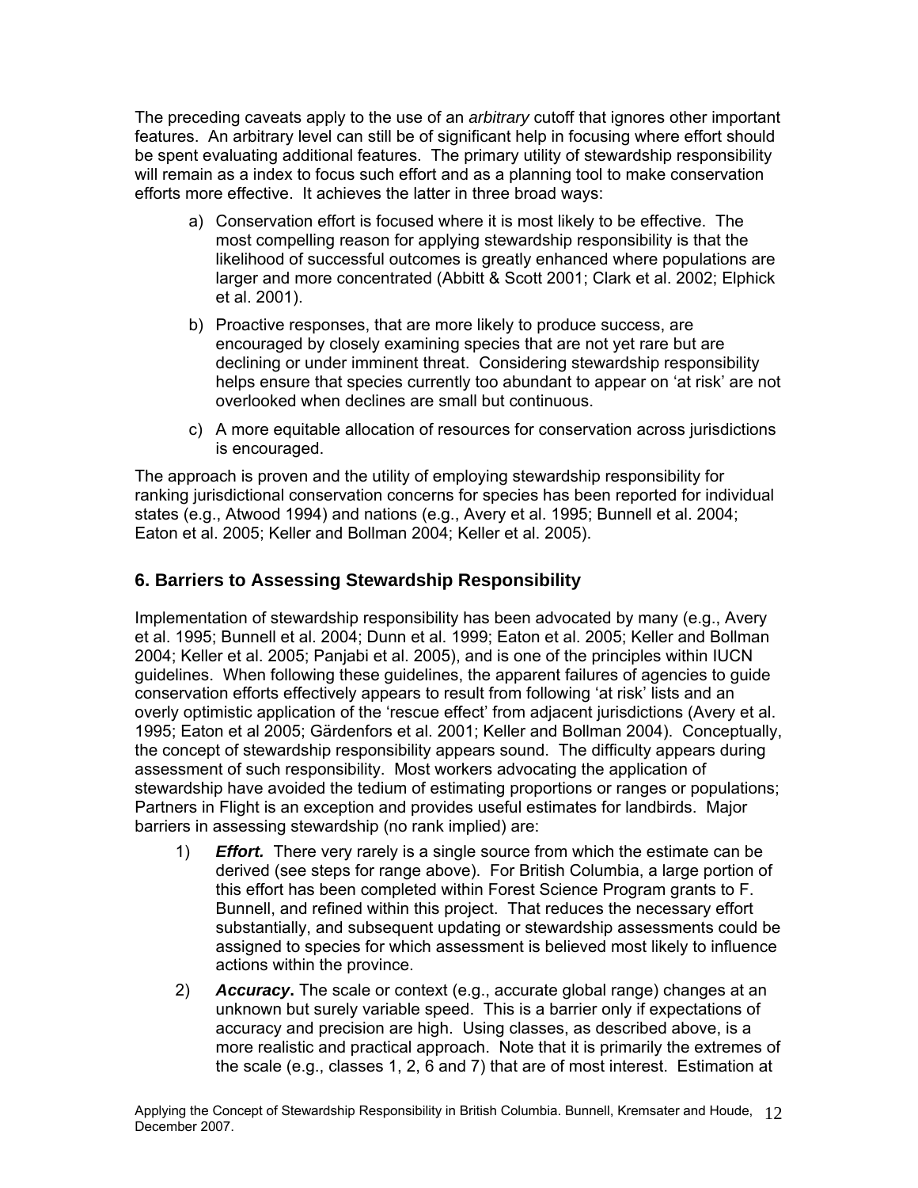The preceding caveats apply to the use of an *arbitrary* cutoff that ignores other important features. An arbitrary level can still be of significant help in focusing where effort should be spent evaluating additional features. The primary utility of stewardship responsibility will remain as a index to focus such effort and as a planning tool to make conservation efforts more effective. It achieves the latter in three broad ways:

a) Conservation effort is focused where it is most likely to be effective. The most compelling reason for applying stewardship responsibility is that the likelihood of successful outcomes is greatly enhanced where populations are larger and more concentrated (Abbitt & Scott 2001; Clark et al. 2002; Elphick et al. 2001).

b) Proactive responses, that are more likely to produce success, are encouraged by closely examining species that are not yet rare but are declining or under imminent threat. Considering stewardship responsibility helps ensure that species currently too abundant to appear on 'at risk' are not overlooked when declines are small but continuous.

c) A more equitable allocation of resources for conservation across jurisdictions is encouraged.

The approach is proven and the utility of employing stewardship responsibility for ranking jurisdictional conservation concerns for species has been reported for individual states (e.g., Atwood 1994) and nations (e.g., Avery et al. 1995; Bunnell et al. 2004; Eaton et al. 2005; Keller and Bollman 2004; Keller et al. 2005).

## 6. Barriers to Assessing Stewardship Responsibility

Implementation of stewardship responsibility has been advocated by many (e.g., Avery et al. 1995; Bunnell et al. 2004; Dunn et al. 1999; Eaton et al. 2005; Keller and Bollman 2004; Keller et al. 2005; Panjabi et al. 2005), and is one of the principles within IUCN guidelines. When following these guidelines, the apparent failures of agencies to guide conservation efforts effectively appears to result from following 'at risk' lists and an overly optimistic application of the 'rescue effect' from adjacent jurisdictions (Avery et al. 1995; Eaton et al 2005; Gärdenfors et al. 2001; Keller and Bollman 2004). Conceptually, the concept of stewardship responsibility appears sound. The difficulty appears during assessment of such responsibility. Most workers advocating the application of stewardship have avoided the tedium of estimating proportions or ranges or populations; Partners in Flight is an exception and provides useful estimates for landbirds. Major barriers in assessing stewardship (no rank implied) are:

1) ***Effort.*** There very rarely is a single source from which the estimate can be derived (see steps for range above). For British Columbia, a large portion of this effort has been completed within Forest Science Program grants to F. Bunnell, and refined within this project. That reduces the necessary effort substantially, and subsequent updating or stewardship assessments could be assigned to species for which assessment is believed most likely to influence actions within the province.

2) ***Accuracy*****.** The scale or context (e.g., accurate global range) changes at an unknown but surely variable speed. This is a barrier only if expectations of accuracy and precision are high. Using classes, as described above, is a more realistic and practical approach. Note that it is primarily the extremes of the scale (e.g., classes 1, 2, 6 and 7) that are of most interest. Estimation at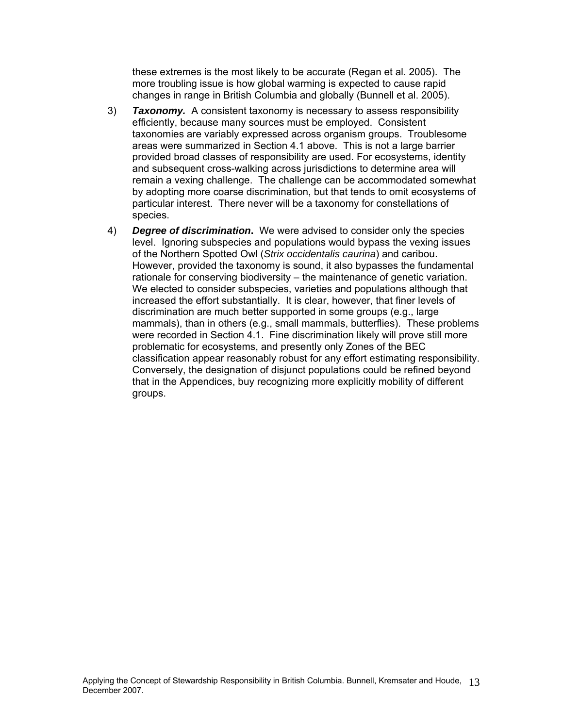these extremes is the most likely to be accurate (Regan et al. 2005). The more troubling issue is how global warming is expected to cause rapid changes in range in British Columbia and globally (Bunnell et al. 2005).

3) ***Taxonomy.*** A consistent taxonomy is necessary to assess responsibility efficiently, because many sources must be employed. Consistent taxonomies are variably expressed across organism groups. Troublesome areas were summarized in Section 4.1 above. This is not a large barrier provided broad classes of responsibility are used. For ecosystems, identity and subsequent cross-walking across jurisdictions to determine area will remain a vexing challenge. The challenge can be accommodated somewhat by adopting more coarse discrimination, but that tends to omit ecosystems of particular interest. There never will be a taxonomy for constellations of species.

4) ***Degree of discrimination*****.** We were advised to consider only the species level. Ignoring subspecies and populations would bypass the vexing issues of the Northern Spotted Owl (*Strix occidentalis caurina*) and caribou. However, provided the taxonomy is sound, it also bypasses the fundamental rationale for conserving biodiversity – the maintenance of genetic variation. We elected to consider subspecies, varieties and populations although that increased the effort substantially. It is clear, however, that finer levels of discrimination are much better supported in some groups (e.g., large mammals), than in others (e.g., small mammals, butterflies). These problems were recorded in Section 4.1. Fine discrimination likely will prove still more problematic for ecosystems, and presently only Zones of the BEC classification appear reasonably robust for any effort estimating responsibility. Conversely, the designation of disjunct populations could be refined beyond that in the Appendices, buy recognizing more explicitly mobility of different groups.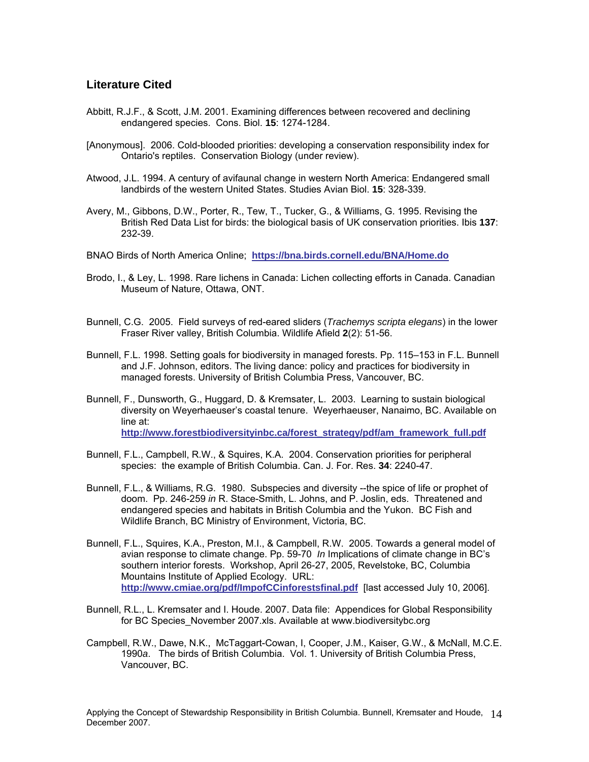## Literature Cited

Abbitt, R.J.F., & Scott, J.M. 2001. Examining differences between recovered and declining endangered species. Cons. Biol. **15**: 1274-1284.

[Anonymous]. 2006. Cold-blooded priorities: developing a conservation responsibility index for Ontario's reptiles. Conservation Biology (under review).

Atwood, J.L. 1994. A century of avifaunal change in western North America: Endangered small landbirds of the western United States. Studies Avian Biol. **15**: 328-339.

Avery, M., Gibbons, D.W., Porter, R., Tew, T., Tucker, G., & Williams, G. 1995. Revising the British Red Data List for birds: the biological basis of UK conservation priorities. Ibis **137**: 232-39.

BNAO Birds of North America Online; **https://bna.birds.cornell.edu/BNA/Home.do**

Brodo, I., & Ley, L. 1998. Rare lichens in Canada: Lichen collecting efforts in Canada. Canadian Museum of Nature, Ottawa, ONT.

Bunnell, C.G. 2005. Field surveys of red-eared sliders (*Trachemys scripta elegans*) in the lower Fraser River valley, British Columbia. Wildlife Afield **2**(2): 51-56.

Bunnell, F.L. 1998. Setting goals for biodiversity in managed forests. Pp. 115–153 in F.L. Bunnell and J.F. Johnson, editors. The living dance: policy and practices for biodiversity in managed forests. University of British Columbia Press, Vancouver, BC.

Bunnell, F., Dunsworth, G., Huggard, D. & Kremsater, L. 2003. Learning to sustain biological diversity on Weyerhaeuser's coastal tenure. Weyerhaeuser, Nanaimo, BC. Available on line at: **http://www.forestbiodiversityinbc.ca/forest_strategy/pdf/am_framework_full.pdf**

Bunnell, F.L., Campbell, R.W., & Squires, K.A. 2004. Conservation priorities for peripheral species: the example of British Columbia. Can. J. For. Res. **34**: 2240-47.

Bunnell, F.L., & Williams, R.G. 1980. Subspecies and diversity --the spice of life or prophet of doom. Pp. 246-259 *in* R. Stace-Smith, L. Johns, and P. Joslin, eds. Threatened and endangered species and habitats in British Columbia and the Yukon. BC Fish and Wildlife Branch, BC Ministry of Environment, Victoria, BC.

Bunnell, F.L., Squires, K.A., Preston, M.I., & Campbell, R.W. 2005. Towards a general model of avian response to climate change. Pp. 59-70 *In* Implications of climate change in BC's southern interior forests. Workshop, April 26-27, 2005, Revelstoke, BC, Columbia Mountains Institute of Applied Ecology. URL: **http://www.cmiae.org/pdf/ImpofCCinforestsfinal.pdf** [last accessed July 10, 2006].

Bunnell, R.L., L. Kremsater and I. Houde. 2007. Data file: Appendices for Global Responsibility for BC Species_November 2007.xls. Available at www.biodiversitybc.org

Campbell, R.W., Dawe, N.K., McTaggart-Cowan, I, Cooper, J.M., Kaiser, G.W., & McNall, M.C.E. 1990*a*. The birds of British Columbia. Vol. 1. University of British Columbia Press, Vancouver, BC.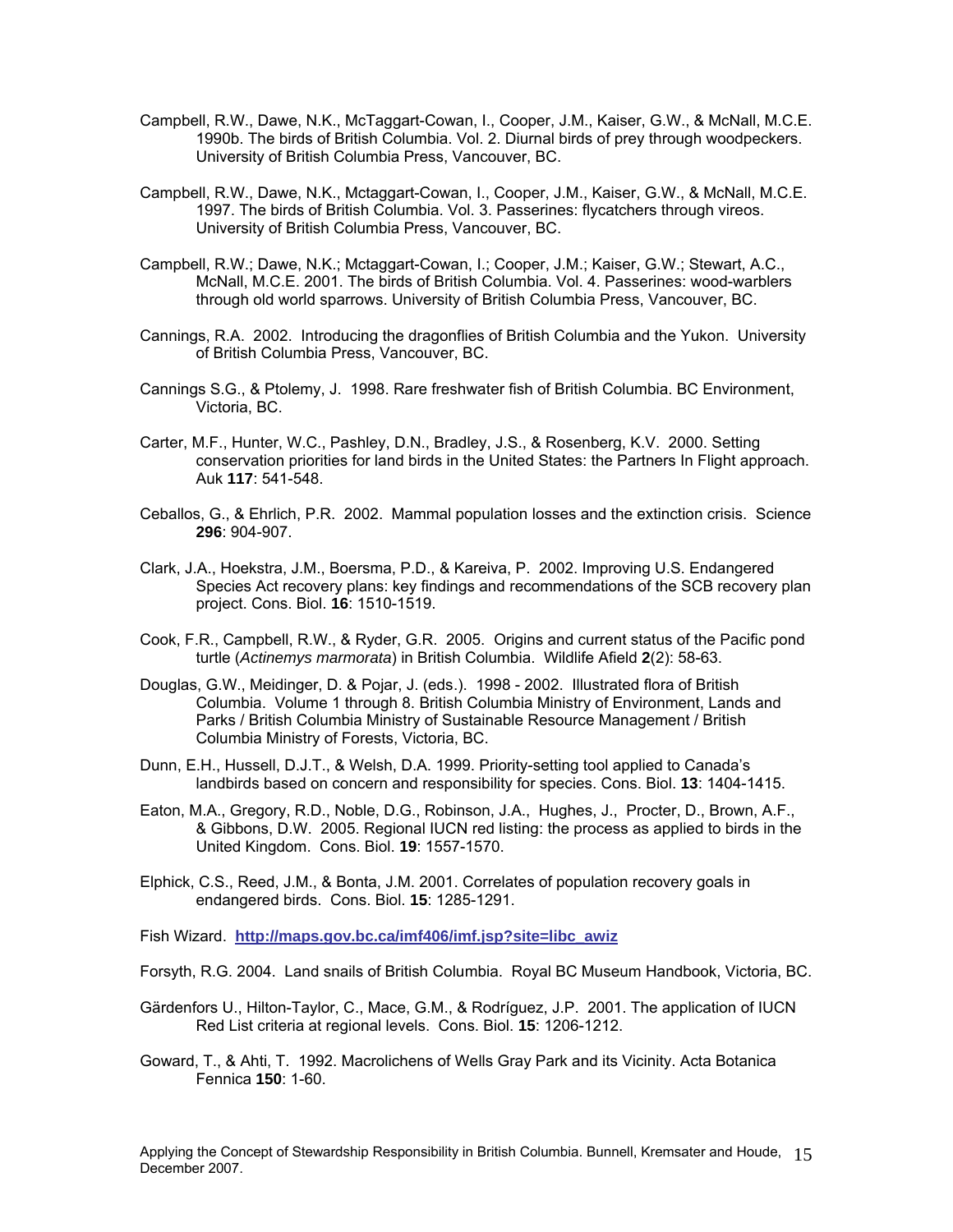Campbell, R.W., Dawe, N.K., McTaggart-Cowan, I., Cooper, J.M., Kaiser, G.W., & McNall, M.C.E. 1990b. The birds of British Columbia. Vol. 2. Diurnal birds of prey through woodpeckers. University of British Columbia Press, Vancouver, BC.

Campbell, R.W., Dawe, N.K., Mctaggart-Cowan, I., Cooper, J.M., Kaiser, G.W., & McNall, M.C.E. 1997. The birds of British Columbia. Vol. 3. Passerines: flycatchers through vireos. University of British Columbia Press, Vancouver, BC.

Campbell, R.W.; Dawe, N.K.; Mctaggart-Cowan, I.; Cooper, J.M.; Kaiser, G.W.; Stewart, A.C., McNall, M.C.E. 2001. The birds of British Columbia. Vol. 4. Passerines: wood-warblers through old world sparrows. University of British Columbia Press, Vancouver, BC.

Cannings, R.A. 2002. Introducing the dragonflies of British Columbia and the Yukon. University of British Columbia Press, Vancouver, BC.

Cannings S.G., & Ptolemy, J. 1998. Rare freshwater fish of British Columbia. BC Environment, Victoria, BC.

Carter, M.F., Hunter, W.C., Pashley, D.N., Bradley, J.S., & Rosenberg, K.V. 2000. Setting conservation priorities for land birds in the United States: the Partners In Flight approach. Auk **117**: 541-548.

Ceballos, G., & Ehrlich, P.R. 2002. Mammal population losses and the extinction crisis. Science **296**: 904-907.

Clark, J.A., Hoekstra, J.M., Boersma, P.D., & Kareiva, P. 2002. Improving U.S. Endangered Species Act recovery plans: key findings and recommendations of the SCB recovery plan project. Cons. Biol. **16**: 1510-1519.

Cook, F.R., Campbell, R.W., & Ryder, G.R. 2005. Origins and current status of the Pacific pond turtle (*Actinemys marmorata*) in British Columbia. Wildlife Afield **2**(2): 58-63.

Douglas, G.W., Meidinger, D. & Pojar, J. (eds.). 1998 - 2002. Illustrated flora of British Columbia. Volume 1 through 8. British Columbia Ministry of Environment, Lands and Parks / British Columbia Ministry of Sustainable Resource Management / British Columbia Ministry of Forests, Victoria, BC.

Dunn, E.H., Hussell, D.J.T., & Welsh, D.A. 1999. Priority-setting tool applied to Canada's landbirds based on concern and responsibility for species. Cons. Biol. **13**: 1404-1415.

Eaton, M.A., Gregory, R.D., Noble, D.G., Robinson, J.A., Hughes, J., Procter, D., Brown, A.F., & Gibbons, D.W. 2005. Regional IUCN red listing: the process as applied to birds in the United Kingdom. Cons. Biol. **19**: 1557-1570.

Elphick, C.S., Reed, J.M., & Bonta, J.M. 2001. Correlates of population recovery goals in endangered birds. Cons. Biol. **15**: 1285-1291.

Fish Wizard. **http://maps.gov.bc.ca/imf406/imf.jsp?site=libc_awiz**

Forsyth, R.G. 2004. Land snails of British Columbia. Royal BC Museum Handbook, Victoria, BC.

Gärdenfors U., Hilton-Taylor, C., Mace, G.M., & Rodríguez, J.P. 2001. The application of IUCN Red List criteria at regional levels. Cons. Biol. **15**: 1206-1212.

Goward, T., & Ahti, T. 1992. Macrolichens of Wells Gray Park and its Vicinity. Acta Botanica Fennica **150**: 1-60.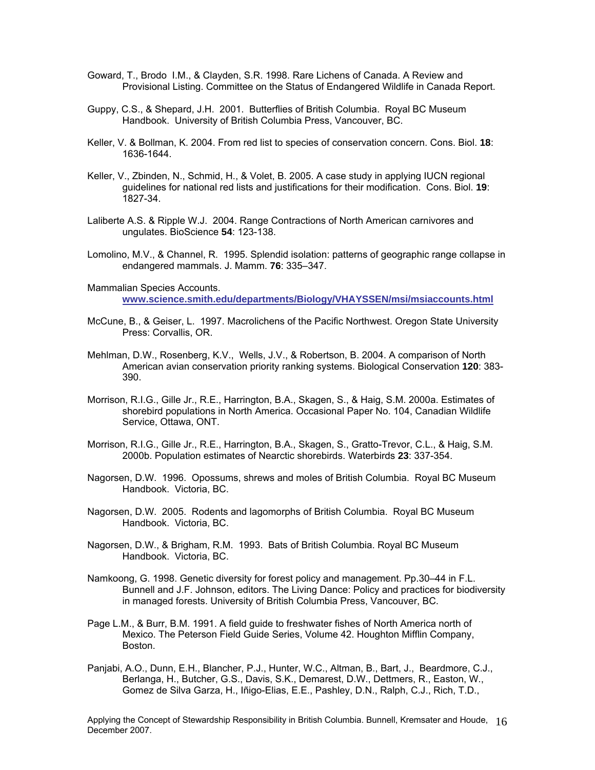Goward, T., Brodo I.M., & Clayden, S.R. 1998. Rare Lichens of Canada. A Review and Provisional Listing. Committee on the Status of Endangered Wildlife in Canada Report.

Guppy, C.S., & Shepard, J.H. 2001. Butterflies of British Columbia. Royal BC Museum Handbook. University of British Columbia Press, Vancouver, BC.

Keller, V. & Bollman, K. 2004. From red list to species of conservation concern. Cons. Biol. **18**: 1636-1644.

Keller, V., Zbinden, N., Schmid, H., & Volet, B. 2005. A case study in applying IUCN regional guidelines for national red lists and justifications for their modification. Cons. Biol. **19**: 1827-34.

Laliberte A.S. & Ripple W.J. 2004. Range Contractions of North American carnivores and ungulates. BioScience **54**: 123-138.

Lomolino, M.V., & Channel, R. 1995. Splendid isolation: patterns of geographic range collapse in endangered mammals. J. Mamm. **76**: 335–347.

Mammalian Species Accounts. **www.science.smith.edu/departments/Biology/VHAYSSEN/msi/msiaccounts.html**

McCune, B., & Geiser, L. 1997. Macrolichens of the Pacific Northwest. Oregon State University Press: Corvallis, OR.

Mehlman, D.W., Rosenberg, K.V., Wells, J.V., & Robertson, B. 2004. A comparison of North American avian conservation priority ranking systems. Biological Conservation **120**: 383-390.

Morrison, R.I.G., Gille Jr., R.E., Harrington, B.A., Skagen, S., & Haig, S.M. 2000a. Estimates of shorebird populations in North America. Occasional Paper No. 104, Canadian Wildlife Service, Ottawa, ONT.

Morrison, R.I.G., Gille Jr., R.E., Harrington, B.A., Skagen, S., Gratto-Trevor, C.L., & Haig, S.M. 2000b. Population estimates of Nearctic shorebirds. Waterbirds **23**: 337-354.

Nagorsen, D.W. 1996. Opossums, shrews and moles of British Columbia. Royal BC Museum Handbook. Victoria, BC.

Nagorsen, D.W. 2005. Rodents and lagomorphs of British Columbia. Royal BC Museum Handbook. Victoria, BC.

Nagorsen, D.W., & Brigham, R.M. 1993. Bats of British Columbia. Royal BC Museum Handbook. Victoria, BC.

Namkoong, G. 1998. Genetic diversity for forest policy and management. Pp.30–44 in F.L. Bunnell and J.F. Johnson, editors. The Living Dance: Policy and practices for biodiversity in managed forests. University of British Columbia Press, Vancouver, BC.

Page L.M., & Burr, B.M. 1991. A field guide to freshwater fishes of North America north of Mexico. The Peterson Field Guide Series, Volume 42. Houghton Mifflin Company, Boston.

Panjabi, A.O., Dunn, E.H., Blancher, P.J., Hunter, W.C., Altman, B., Bart, J., Beardmore, C.J., Berlanga, H., Butcher, G.S., Davis, S.K., Demarest, D.W., Dettmers, R., Easton, W., Gomez de Silva Garza, H., Iñigo-Elias, E.E., Pashley, D.N., Ralph, C.J., Rich, T.D.,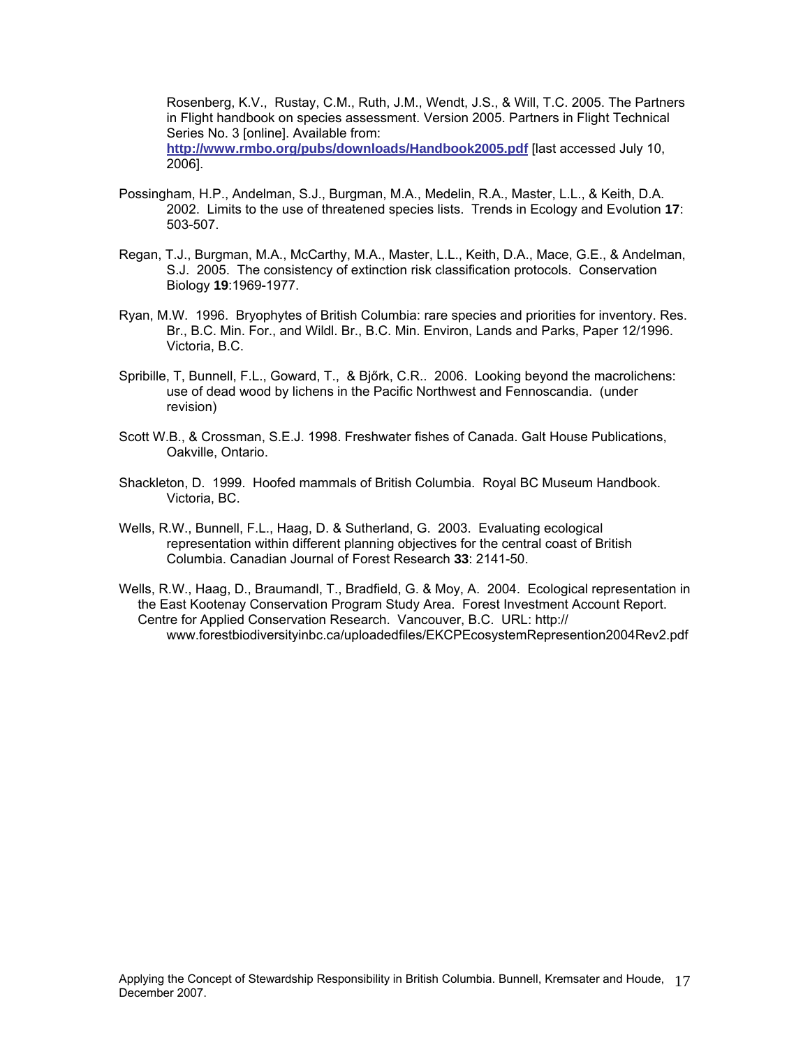Rosenberg, K.V., Rustay, C.M., Ruth, J.M., Wendt, J.S., & Will, T.C. 2005. The Partners in Flight handbook on species assessment. Version 2005. Partners in Flight Technical Series No. 3 [online]. Available from: **http://www.rmbo.org/pubs/downloads/Handbook2005.pdf** [last accessed July 10, 2006].

Possingham, H.P., Andelman, S.J., Burgman, M.A., Medelin, R.A., Master, L.L., & Keith, D.A. 2002. Limits to the use of threatened species lists. Trends in Ecology and Evolution **17**: 503-507.

Regan, T.J., Burgman, M.A., McCarthy, M.A., Master, L.L., Keith, D.A., Mace, G.E., & Andelman, S.J. 2005. The consistency of extinction risk classification protocols. Conservation Biology **19**:1969-1977.

Ryan, M.W. 1996. Bryophytes of British Columbia: rare species and priorities for inventory. Res. Br., B.C. Min. For., and Wildl. Br., B.C. Min. Environ, Lands and Parks, Paper 12/1996. Victoria, B.C.

Spribille, T, Bunnell, F.L., Goward, T., & Bjőrk, C.R.. 2006. Looking beyond the macrolichens: use of dead wood by lichens in the Pacific Northwest and Fennoscandia. (under revision)

Scott W.B., & Crossman, S.E.J. 1998. Freshwater fishes of Canada. Galt House Publications, Oakville, Ontario.

Shackleton, D. 1999. Hoofed mammals of British Columbia. Royal BC Museum Handbook. Victoria, BC.

Wells, R.W., Bunnell, F.L., Haag, D. & Sutherland, G. 2003. Evaluating ecological representation within different planning objectives for the central coast of British Columbia. Canadian Journal of Forest Research **33**: 2141-50.

Wells, R.W., Haag, D., Braumandl, T., Bradfield, G. & Moy, A. 2004. Ecological representation in the East Kootenay Conservation Program Study Area. Forest Investment Account Report. Centre for Applied Conservation Research. Vancouver, B.C. URL: http:// www.forestbiodiversityinbc.ca/uploadedfiles/EKCPEcosystemRepresention2004Rev2.pdf